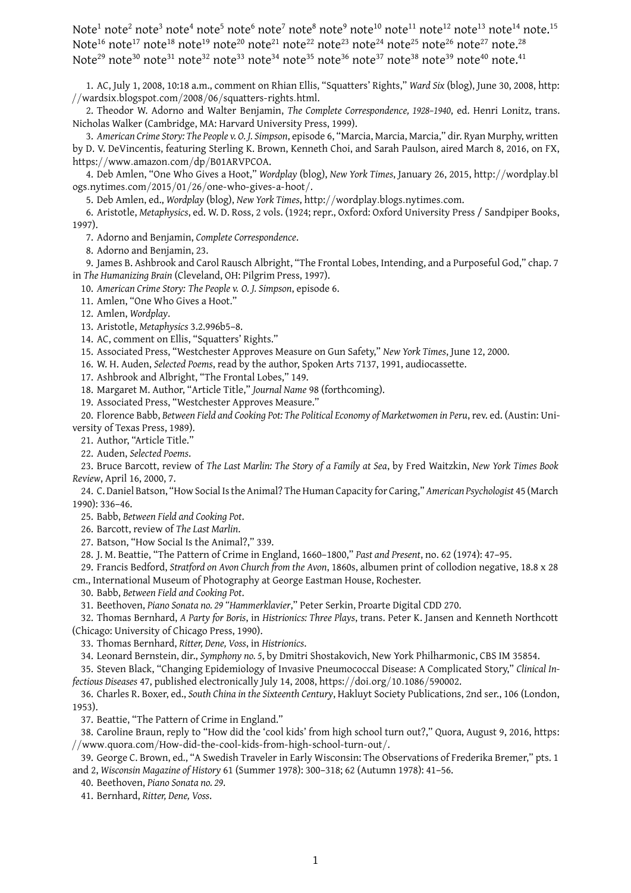Note[1] note[2] note[3] note[4] note[5] note[6] note[7] note[8] note[9] note[10] note[11] note[12] note[13] note[14] note.[15] Note[16] note[17] note[18] note[19] note[20] note[21] note[22] note[23] note[24] note[25] note[26] note[27] note.[28] Note[29] note[30] note[31] note[32] note[33] note[34] note[35] note[36] note[37] note[38] note[39] note[40] note.[41]

1. AC, July 1, 2008, 10:18 a.m., comment on Rhian Ellis, "Squatters' Rights," *Ward Six* (blog), June 30, 2008, http://wardsix.blogspot.com/2008/06/squatters-rights.html.
2. Theodor W. Adorno and Walter Benjamin, *The Complete Correspondence, 1928–1940*, ed. Henri Lonitz, trans. Nicholas Walker (Cambridge, MA: Harvard University Press, 1999).
3. *American Crime Story: The People v. O. J. Simpson*, episode 6, "Marcia, Marcia, Marcia," dir. Ryan Murphy, written by D. V. DeVincentis, featuring Sterling K. Brown, Kenneth Choi, and Sarah Paulson, aired March 8, 2016, on FX, https://www.amazon.com/dp/B01ARVPCOA.
4. Deb Amlen, "One Who Gives a Hoot," *Wordplay* (blog), *New York Times*, January 26, 2015, http://wordplay.blogs.nytimes.com/2015/01/26/one-who-gives-a-hoot/.
5. Deb Amlen, ed., *Wordplay* (blog), *New York Times*, http://wordplay.blogs.nytimes.com.
6. Aristotle, *Metaphysics*, ed. W. D. Ross, 2 vols. (1924; repr., Oxford: Oxford University Press / Sandpiper Books, 1997).
7. Adorno and Benjamin, *Complete Correspondence*.
8. Adorno and Benjamin, 23.
9. James B. Ashbrook and Carol Rausch Albright, "The Frontal Lobes, Intending, and a Purposeful God," chap. 7 in *The Humanizing Brain* (Cleveland, OH: Pilgrim Press, 1997).
10. *American Crime Story: The People v. O. J. Simpson*, episode 6.
11. Amlen, "One Who Gives a Hoot."
12. Amlen, *Wordplay*.
13. Aristotle, *Metaphysics* 3.2.996b5–8.
14. AC, comment on Ellis, "Squatters' Rights."
15. Associated Press, "Westchester Approves Measure on Gun Safety," *New York Times*, June 12, 2000.
16. W. H. Auden, *Selected Poems*, read by the author, Spoken Arts 7137, 1991, audiocassette.
17. Ashbrook and Albright, "The Frontal Lobes," 149.
18. Margaret M. Author, "Article Title," *Journal Name* 98 (forthcoming).
19. Associated Press, "Westchester Approves Measure."
20. Florence Babb, *Between Field and Cooking Pot: The Political Economy of Marketwomen in Peru*, rev. ed. (Austin: University of Texas Press, 1989).
21. Author, "Article Title."
22. Auden, *Selected Poems*.
23. Bruce Barcott, review of *The Last Marlin: The Story of a Family at Sea*, by Fred Waitzkin, *New York Times Book Review*, April 16, 2000, 7.
24. C. Daniel Batson, "How Social Is the Animal? The Human Capacity for Caring," *American Psychologist* 45 (March 1990): 336–46.
25. Babb, *Between Field and Cooking Pot*.
26. Barcott, review of *The Last Marlin*.
27. Batson, "How Social Is the Animal?," 339.
28. J. M. Beattie, "The Pattern of Crime in England, 1660–1800," *Past and Present*, no. 62 (1974): 47–95.
29. Francis Bedford, *Stratford on Avon Church from the Avon*, 1860s, albumen print of collodion negative, 18.8 x 28 cm., International Museum of Photography at George Eastman House, Rochester.
30. Babb, *Between Field and Cooking Pot*.
31. Beethoven, *Piano Sonata no. 29 "Hammerklavier*," Peter Serkin, Proarte Digital CDD 270.
32. Thomas Bernhard, *A Party for Boris*, in *Histrionics: Three Plays*, trans. Peter K. Jansen and Kenneth Northcott (Chicago: University of Chicago Press, 1990).
33. Thomas Bernhard, *Ritter, Dene, Voss*, in *Histrionics*.
34. Leonard Bernstein, dir., *Symphony no. 5*, by Dmitri Shostakovich, New York Philharmonic, CBS IM 35854.
35. Steven Black, "Changing Epidemiology of Invasive Pneumococcal Disease: A Complicated Story," *Clinical Infectious Diseases* 47, published electronically July 14, 2008, https://doi.org/10.1086/590002.
36. Charles R. Boxer, ed., *South China in the Sixteenth Century*, Hakluyt Society Publications, 2nd ser., 106 (London, 1953).
37. Beattie, "The Pattern of Crime in England."
38. Caroline Braun, reply to "How did the 'cool kids' from high school turn out?," Quora, August 9, 2016, https://www.quora.com/How-did-the-cool-kids-from-high-school-turn-out/.
39. George C. Brown, ed., "A Swedish Traveler in Early Wisconsin: The Observations of Frederika Bremer," pts. 1 and 2, *Wisconsin Magazine of History* 61 (Summer 1978): 300–318; 62 (Autumn 1978): 41–56.
40. Beethoven, *Piano Sonata no. 29*.
41. Bernhard, *Ritter, Dene, Voss*.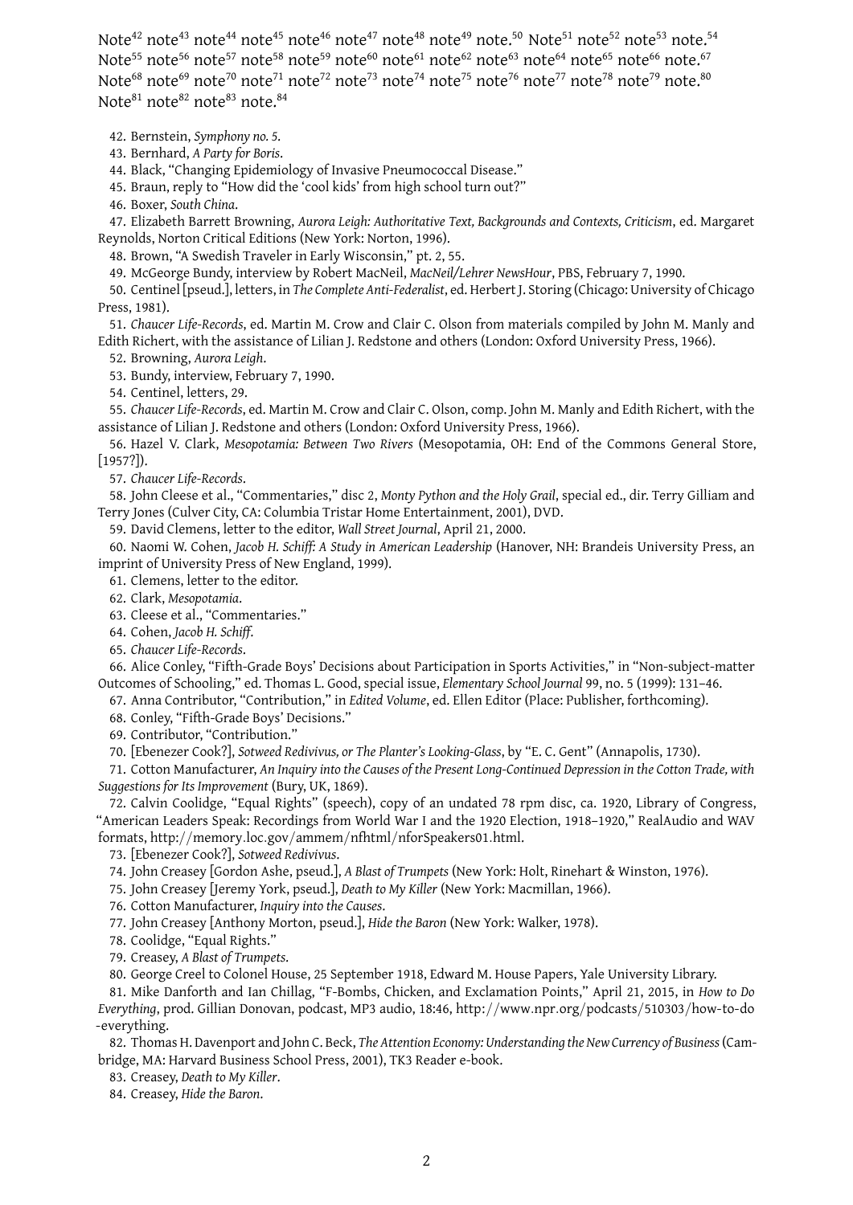Note[42] note[43] note[44] note[45] note[46] note[47] note[48] note[49] note.[50] Note[51] note[52] note[53] note.[54] Note[55] note[56] note[57] note[58] note[59] note[60] note[61] note[62] note[63] note[64] note[65] note[66] note.[67] Note[68] note[69] note[70] note[71] note[72] note[73] note[74] note[75] note[76] note[77] note[78] note[79] note.[80] Note[81] note[82] note[83] note.[84]

42. Bernstein, *Symphony no. 5*.

43. Bernhard, *A Party for Boris*.

44. Black, "Changing Epidemiology of Invasive Pneumococcal Disease."

45. Braun, reply to "How did the 'cool kids' from high school turn out?"

46. Boxer, *South China*.

47. Elizabeth Barrett Browning, *Aurora Leigh: Authoritative Text, Backgrounds and Contexts, Criticism*, ed. Margaret Reynolds, Norton Critical Editions (New York: Norton, 1996).

48. Brown, "A Swedish Traveler in Early Wisconsin," pt. 2, 55.

49. McGeorge Bundy, interview by Robert MacNeil, *MacNeil/Lehrer NewsHour*, PBS, February 7, 1990.

50. Centinel [pseud.], letters, in *The Complete Anti-Federalist*, ed. Herbert J. Storing (Chicago: University of Chicago Press, 1981).

51. *Chaucer Life-Records*, ed. Martin M. Crow and Clair C. Olson from materials compiled by John M. Manly and Edith Richert, with the assistance of Lilian J. Redstone and others (London: Oxford University Press, 1966).

52. Browning, *Aurora Leigh*.

53. Bundy, interview, February 7, 1990.

54. Centinel, letters, 29.

55. *Chaucer Life-Records*, ed. Martin M. Crow and Clair C. Olson, comp. John M. Manly and Edith Richert, with the assistance of Lilian J. Redstone and others (London: Oxford University Press, 1966).

56. Hazel V. Clark, *Mesopotamia: Between Two Rivers* (Mesopotamia, OH: End of the Commons General Store, [1957?]).

57. *Chaucer Life-Records*.

58. John Cleese et al., "Commentaries," disc 2, *Monty Python and the Holy Grail*, special ed., dir. Terry Gilliam and Terry Jones (Culver City, CA: Columbia Tristar Home Entertainment, 2001), DVD.

59. David Clemens, letter to the editor, *Wall Street Journal*, April 21, 2000.

60. Naomi W. Cohen, *Jacob H. Schiff: A Study in American Leadership* (Hanover, NH: Brandeis University Press, an imprint of University Press of New England, 1999).

61. Clemens, letter to the editor.

62. Clark, *Mesopotamia*.

63. Cleese et al., "Commentaries."

64. Cohen, *Jacob H. Schiff*.

65. *Chaucer Life-Records*.

66. Alice Conley, "Fifth-Grade Boys' Decisions about Participation in Sports Activities," in "Non-subject-matter Outcomes of Schooling," ed. Thomas L. Good, special issue, *Elementary School Journal* 99, no. 5 (1999): 131–46.

67. Anna Contributor, "Contribution," in *Edited Volume*, ed. Ellen Editor (Place: Publisher, forthcoming).

68. Conley, "Fifth-Grade Boys' Decisions."

69. Contributor, "Contribution."

70. [Ebenezer Cook?], *Sotweed Redivivus, or The Planter's Looking-Glass*, by "E. C. Gent" (Annapolis, 1730).

71. Cotton Manufacturer, *An Inquiry into the Causes of the Present Long-Continued Depression in the Cotton Trade, with Suggestions for Its Improvement* (Bury, UK, 1869).

72. Calvin Coolidge, "Equal Rights" (speech), copy of an undated 78 rpm disc, ca. 1920, Library of Congress, "American Leaders Speak: Recordings from World War I and the 1920 Election, 1918–1920," RealAudio and WAV formats, http://memory.loc.gov/ammem/nfhtml/nforSpeakers01.html.

73. [Ebenezer Cook?], *Sotweed Redivivus*.

74. John Creasey [Gordon Ashe, pseud.], *A Blast of Trumpets* (New York: Holt, Rinehart & Winston, 1976).

75. John Creasey [Jeremy York, pseud.], *Death to My Killer* (New York: Macmillan, 1966).

76. Cotton Manufacturer, *Inquiry into the Causes*.

77. John Creasey [Anthony Morton, pseud.], *Hide the Baron* (New York: Walker, 1978).

78. Coolidge, "Equal Rights."

79. Creasey, *A Blast of Trumpets*.

80. George Creel to Colonel House, 25 September 1918, Edward M. House Papers, Yale University Library.

81. Mike Danforth and Ian Chillag, "F-Bombs, Chicken, and Exclamation Points," April 21, 2015, in *How to Do Everything*, prod. Gillian Donovan, podcast, MP3 audio, 18:46, http://www.npr.org/podcasts/510303/how-to-do-everything.

82. Thomas H. Davenport and John C. Beck, *The Attention Economy: Understanding the New Currency of Business* (Cambridge, MA: Harvard Business School Press, 2001), TK3 Reader e-book.

83. Creasey, *Death to My Killer*.

84. Creasey, *Hide the Baron*.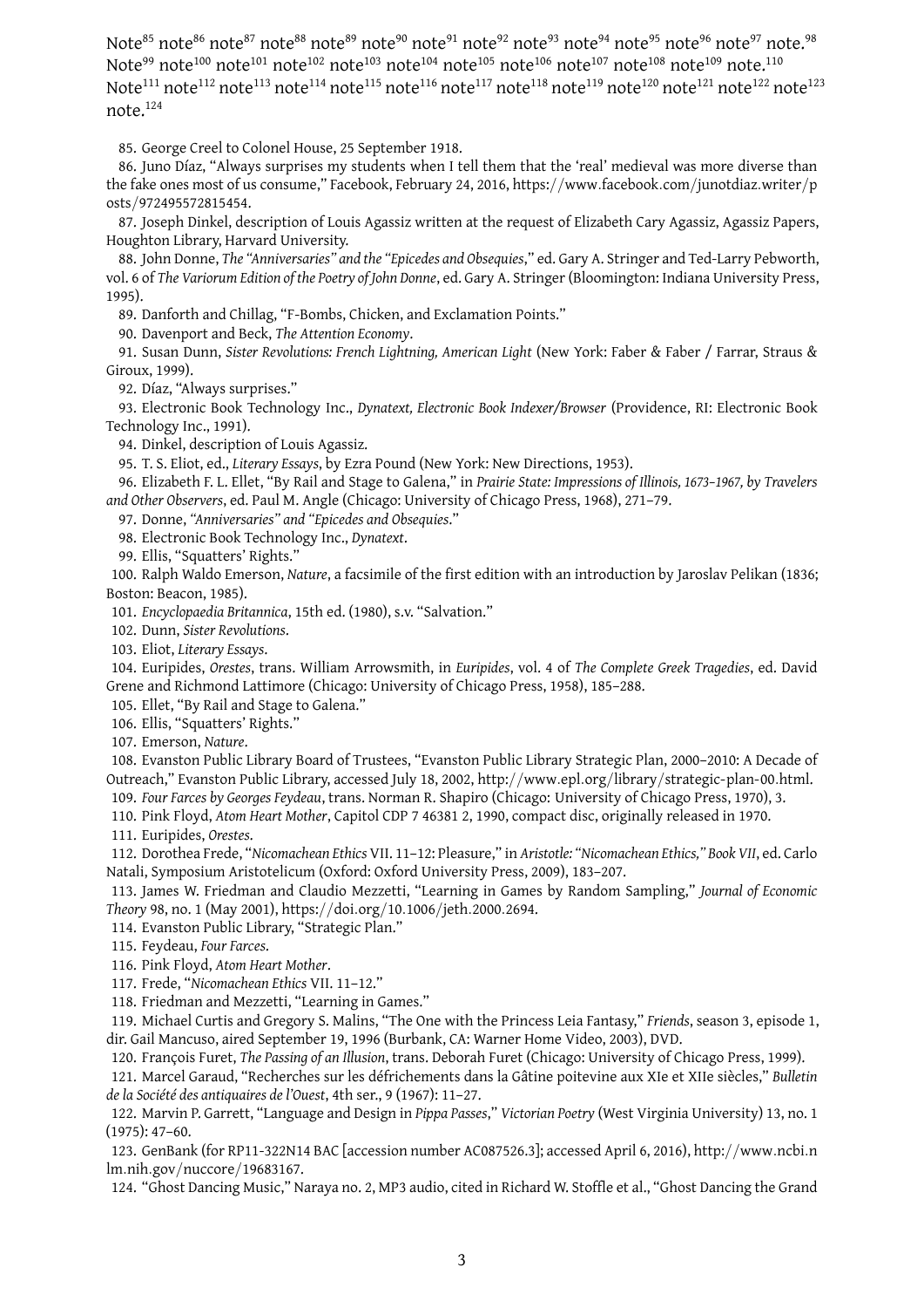Note[85] note[86] note[87] note[88] note[89] note[90] note[91] note[92] note[93] note[94] note[95] note[96] note[97] note.[98] Note[99] note[100] note[101] note[102] note[103] note[104] note[105] note[106] note[107] note[108] note[109] note.[110] Note[111] note[112] note[113] note[114] note[115] note[116] note[117] note[118] note[119] note[120] note[121] note[122] note[123] note.[124]

85. George Creel to Colonel House, 25 September 1918.

86. Juno Díaz, "Always surprises my students when I tell them that the 'real' medieval was more diverse than the fake ones most of us consume," Facebook, February 24, 2016, https://www.facebook.com/junotdiaz.writer/posts/972495572815454.

87. Joseph Dinkel, description of Louis Agassiz written at the request of Elizabeth Cary Agassiz, Agassiz Papers, Houghton Library, Harvard University.

88. John Donne, *The "Anniversaries" and the "Epicedes and Obsequies,"* ed. Gary A. Stringer and Ted-Larry Pebworth, vol. 6 of *The Variorum Edition of the Poetry of John Donne*, ed. Gary A. Stringer (Bloomington: Indiana University Press, 1995).

89. Danforth and Chillag, "F-Bombs, Chicken, and Exclamation Points."

90. Davenport and Beck, *The Attention Economy*.

91. Susan Dunn, *Sister Revolutions: French Lightning, American Light* (New York: Faber & Faber / Farrar, Straus & Giroux, 1999).

92. Díaz, "Always surprises."

93. Electronic Book Technology Inc., *Dynatext, Electronic Book Indexer/Browser* (Providence, RI: Electronic Book Technology Inc., 1991).

94. Dinkel, description of Louis Agassiz.

95. T. S. Eliot, ed., *Literary Essays*, by Ezra Pound (New York: New Directions, 1953).

96. Elizabeth F. L. Ellet, "By Rail and Stage to Galena," in *Prairie State: Impressions of Illinois, 1673–1967, by Travelers and Other Observers*, ed. Paul M. Angle (Chicago: University of Chicago Press, 1968), 271–79.

97. Donne, *"Anniversaries" and "Epicedes and Obsequies."*

98. Electronic Book Technology Inc., *Dynatext*.

99. Ellis, "Squatters' Rights."

100. Ralph Waldo Emerson, *Nature*, a facsimile of the first edition with an introduction by Jaroslav Pelikan (1836; Boston: Beacon, 1985).

101. *Encyclopaedia Britannica*, 15th ed. (1980), s.v. "Salvation."

102. Dunn, *Sister Revolutions*.

103. Eliot, *Literary Essays*.

104. Euripides, *Orestes*, trans. William Arrowsmith, in *Euripides*, vol. 4 of *The Complete Greek Tragedies*, ed. David Grene and Richmond Lattimore (Chicago: University of Chicago Press, 1958), 185–288.

105. Ellet, "By Rail and Stage to Galena."

106. Ellis, "Squatters' Rights."

107. Emerson, *Nature*.

108. Evanston Public Library Board of Trustees, "Evanston Public Library Strategic Plan, 2000–2010: A Decade of Outreach," Evanston Public Library, accessed July 18, 2002, http://www.epl.org/library/strategic-plan-00.html.

109. *Four Farces by Georges Feydeau*, trans. Norman R. Shapiro (Chicago: University of Chicago Press, 1970), 3.

110. Pink Floyd, *Atom Heart Mother*, Capitol CDP 7 46381 2, 1990, compact disc, originally released in 1970.

111. Euripides, *Orestes*.

112. Dorothea Frede, "*Nicomachean Ethics* VII. 11–12: Pleasure," in *Aristotle: "Nicomachean Ethics," Book VII*, ed. Carlo Natali, Symposium Aristotelicum (Oxford: Oxford University Press, 2009), 183–207.

113. James W. Friedman and Claudio Mezzetti, "Learning in Games by Random Sampling," *Journal of Economic Theory* 98, no. 1 (May 2001), https://doi.org/10.1006/jeth.2000.2694.

114. Evanston Public Library, "Strategic Plan."

115. Feydeau, *Four Farces*.

116. Pink Floyd, *Atom Heart Mother*.

117. Frede, "*Nicomachean Ethics* VII. 11–12."

118. Friedman and Mezzetti, "Learning in Games."

119. Michael Curtis and Gregory S. Malins, "The One with the Princess Leia Fantasy," *Friends*, season 3, episode 1, dir. Gail Mancuso, aired September 19, 1996 (Burbank, CA: Warner Home Video, 2003), DVD.

120. François Furet, *The Passing of an Illusion*, trans. Deborah Furet (Chicago: University of Chicago Press, 1999).

121. Marcel Garaud, "Recherches sur les défrichements dans la Gâtine poitevine aux XIe et XIIe siècles," *Bulletin de la Société des antiquaires de l'Ouest*, 4th ser., 9 (1967): 11–27.

122. Marvin P. Garrett, "Language and Design in *Pippa Passes*," *Victorian Poetry* (West Virginia University) 13, no. 1 (1975): 47–60.

123. GenBank (for RP11-322N14 BAC [accession number AC087526.3]; accessed April 6, 2016), http://www.ncbi.nlm.nih.gov/nuccore/19683167.

124. "Ghost Dancing Music," Naraya no. 2, MP3 audio, cited in Richard W. Stoffle et al., "Ghost Dancing the Grand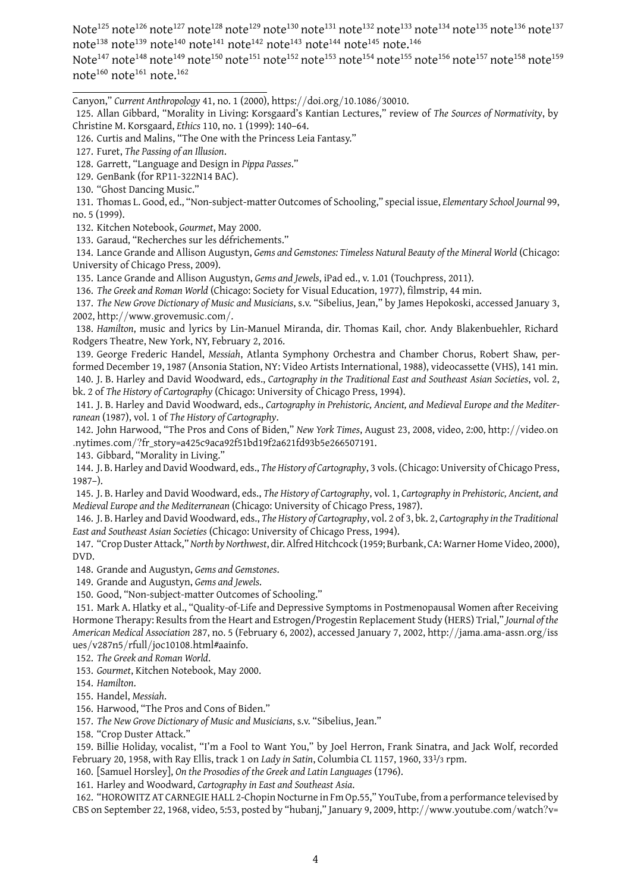Note[125] note[126] note[127] note[128] note[129] note[130] note[131] note[132] note[133] note[134] note[135] note[136] note[137] note[138] note[139] note[140] note[141] note[142] note[143] note[144] note[145] note.[146]

Note[147] note[148] note[149] note[150] note[151] note[152] note[153] note[154] note[155] note[156] note[157] note[158] note[159] note[160] note[161] note.[162]

---

Canyon," *Current Anthropology* 41, no. 1 (2000), https://doi.org/10.1086/30010.

125. Allan Gibbard, "Morality in Living: Korsgaard's Kantian Lectures," review of *The Sources of Normativity*, by Christine M. Korsgaard, *Ethics* 110, no. 1 (1999): 140–64.

126. Curtis and Malins, "The One with the Princess Leia Fantasy."

127. Furet, *The Passing of an Illusion*.

128. Garrett, "Language and Design in *Pippa Passes*."

129. GenBank (for RP11-322N14 BAC).

130. "Ghost Dancing Music."

131. Thomas L. Good, ed., "Non-subject-matter Outcomes of Schooling," special issue, *Elementary School Journal* 99, no. 5 (1999).

132. Kitchen Notebook, *Gourmet*, May 2000.

133. Garaud, "Recherches sur les défrichements."

134. Lance Grande and Allison Augustyn, *Gems and Gemstones: Timeless Natural Beauty of the Mineral World* (Chicago: University of Chicago Press, 2009).

135. Lance Grande and Allison Augustyn, *Gems and Jewels*, iPad ed., v. 1.01 (Touchpress, 2011).

136. *The Greek and Roman World* (Chicago: Society for Visual Education, 1977), filmstrip, 44 min.

137. *The New Grove Dictionary of Music and Musicians*, s.v. "Sibelius, Jean," by James Hepokoski, accessed January 3, 2002, http://www.grovemusic.com/.

138. *Hamilton*, music and lyrics by Lin-Manuel Miranda, dir. Thomas Kail, chor. Andy Blakenbuehler, Richard Rodgers Theatre, New York, NY, February 2, 2016.

139. George Frederic Handel, *Messiah*, Atlanta Symphony Orchestra and Chamber Chorus, Robert Shaw, performed December 19, 1987 (Ansonia Station, NY: Video Artists International, 1988), videocassette (VHS), 141 min.

140. J. B. Harley and David Woodward, eds., *Cartography in the Traditional East and Southeast Asian Societies*, vol. 2, bk. 2 of *The History of Cartography* (Chicago: University of Chicago Press, 1994).

141. J. B. Harley and David Woodward, eds., *Cartography in Prehistoric, Ancient, and Medieval Europe and the Mediterranean* (1987), vol. 1 of *The History of Cartography*.

142. John Harwood, "The Pros and Cons of Biden," *New York Times*, August 23, 2008, video, 2:00, http://video.on.nytimes.com/?fr_story=a425c9aca92f51bd19f2a621fd93b5e266507191.

143. Gibbard, "Morality in Living."

144. J. B. Harley and David Woodward, eds., *The History of Cartography*, 3 vols. (Chicago: University of Chicago Press, 1987–).

145. J. B. Harley and David Woodward, eds., *The History of Cartography*, vol. 1, *Cartography in Prehistoric, Ancient, and Medieval Europe and the Mediterranean* (Chicago: University of Chicago Press, 1987).

146. J. B. Harley and David Woodward, eds., *The History of Cartography*, vol. 2 of 3, bk. 2, *Cartography in the Traditional East and Southeast Asian Societies* (Chicago: University of Chicago Press, 1994).

147. "Crop Duster Attack," *North by Northwest*, dir. Alfred Hitchcock (1959; Burbank, CA: Warner Home Video, 2000), DVD.

148. Grande and Augustyn, *Gems and Gemstones*.

149. Grande and Augustyn, *Gems and Jewels*.

150. Good, "Non-subject-matter Outcomes of Schooling."

151. Mark A. Hlatky et al., "Quality-of-Life and Depressive Symptoms in Postmenopausal Women after Receiving Hormone Therapy: Results from the Heart and Estrogen/Progestin Replacement Study (HERS) Trial," *Journal of the American Medical Association* 287, no. 5 (February 6, 2002), accessed January 7, 2002, http://jama.ama-assn.org/issues/v287n5/rfull/joc10108.html#aainfo.

152. *The Greek and Roman World*.

153. *Gourmet*, Kitchen Notebook, May 2000.

154. *Hamilton*.

155. Handel, *Messiah*.

156. Harwood, "The Pros and Cons of Biden."

157. *The New Grove Dictionary of Music and Musicians*, s.v. "Sibelius, Jean."

158. "Crop Duster Attack."

159. Billie Holiday, vocalist, "I'm a Fool to Want You," by Joel Herron, Frank Sinatra, and Jack Wolf, recorded February 20, 1958, with Ray Ellis, track 1 on *Lady in Satin*, Columbia CL 1157, 1960, 33⅓ rpm.

160. [Samuel Horsley], *On the Prosodies of the Greek and Latin Languages* (1796).

161. Harley and Woodward, *Cartography in East and Southeast Asia*.

162. "HOROWITZ AT CARNEGIE HALL 2-Chopin Nocturne in Fm Op.55," YouTube, from a performance televised by CBS on September 22, 1968, video, 5:53, posted by "hubanj," January 9, 2009, http://www.youtube.com/watch?v=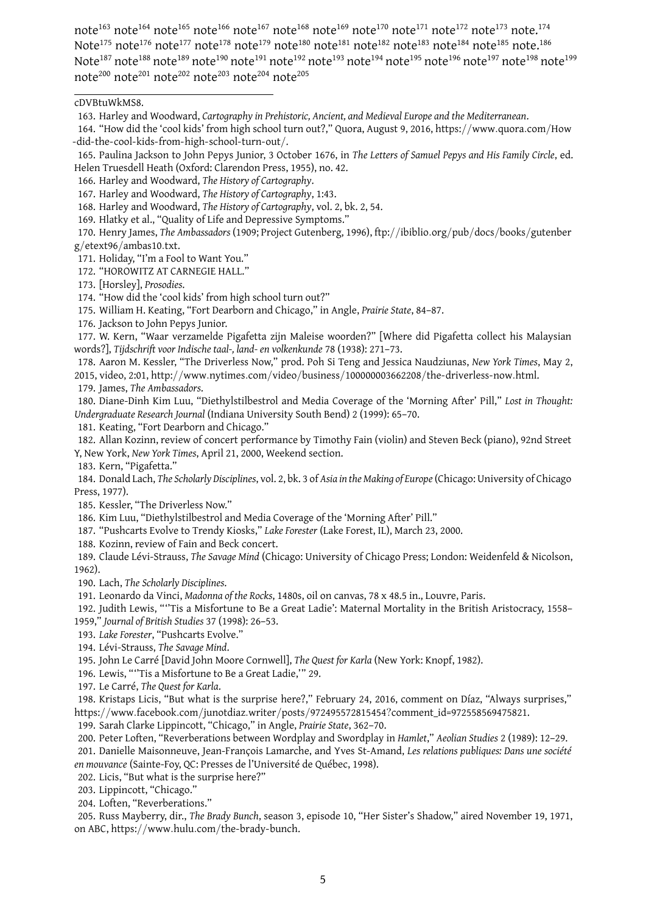note[163] note[164] note[165] note[166] note[167] note[168] note[169] note[170] note[171] note[172] note[173] note.[174] Note[175] note[176] note[177] note[178] note[179] note[180] note[181] note[182] note[183] note[184] note[185] note.[186] Note[187] note[188] note[189] note[190] note[191] note[192] note[193] note[194] note[195] note[196] note[197] note[198] note[199] note[200] note[201] note[202] note[203] note[204] note[205]

---

cDVBtuWkMS8.

163. Harley and Woodward, *Cartography in Prehistoric, Ancient, and Medieval Europe and the Mediterranean*.

164. "How did the 'cool kids' from high school turn out?," Quora, August 9, 2016, https://www.quora.com/How-did-the-cool-kids-from-high-school-turn-out/.

165. Paulina Jackson to John Pepys Junior, 3 October 1676, in *The Letters of Samuel Pepys and His Family Circle*, ed. Helen Truesdell Heath (Oxford: Clarendon Press, 1955), no. 42.

166. Harley and Woodward, *The History of Cartography*.

167. Harley and Woodward, *The History of Cartography*, 1:43.

168. Harley and Woodward, *The History of Cartography*, vol. 2, bk. 2, 54.

169. Hlatky et al., "Quality of Life and Depressive Symptoms."

170. Henry James, *The Ambassadors* (1909; Project Gutenberg, 1996), ftp://ibiblio.org/pub/docs/books/gutenberg/etext96/ambas10.txt.

171. Holiday, "I'm a Fool to Want You."

172. "HOROWITZ AT CARNEGIE HALL."

173. [Horsley], *Prosodies*.

174. "How did the 'cool kids' from high school turn out?"

175. William H. Keating, "Fort Dearborn and Chicago," in Angle, *Prairie State*, 84–87.

176. Jackson to John Pepys Junior.

177. W. Kern, "Waar verzamelde Pigafetta zijn Maleise woorden?" [Where did Pigafetta collect his Malaysian words?], *Tijdschrift voor Indische taal-, land- en volkenkunde* 78 (1938): 271–73.

178. Aaron M. Kessler, "The Driverless Now," prod. Poh Si Teng and Jessica Naudziunas, *New York Times*, May 2, 2015, video, 2:01, http://www.nytimes.com/video/business/100000003662208/the-driverless-now.html.

179. James, *The Ambassadors*.

180. Diane-Dinh Kim Luu, "Diethylstilbestrol and Media Coverage of the 'Morning After' Pill," *Lost in Thought: Undergraduate Research Journal* (Indiana University South Bend) 2 (1999): 65–70.

181. Keating, "Fort Dearborn and Chicago."

182. Allan Kozinn, review of concert performance by Timothy Fain (violin) and Steven Beck (piano), 92nd Street Y, New York, *New York Times*, April 21, 2000, Weekend section.

183. Kern, "Pigafetta."

184. Donald Lach, *The Scholarly Disciplines*, vol. 2, bk. 3 of *Asia in the Making of Europe* (Chicago: University of Chicago Press, 1977).

185. Kessler, "The Driverless Now."

186. Kim Luu, "Diethylstilbestrol and Media Coverage of the 'Morning After' Pill."

187. "Pushcarts Evolve to Trendy Kiosks," *Lake Forester* (Lake Forest, IL), March 23, 2000.

188. Kozinn, review of Fain and Beck concert.

189. Claude Lévi-Strauss, *The Savage Mind* (Chicago: University of Chicago Press; London: Weidenfeld & Nicolson, 1962).

190. Lach, *The Scholarly Disciplines*.

191. Leonardo da Vinci, *Madonna of the Rocks*, 1480s, oil on canvas, 78 x 48.5 in., Louvre, Paris.

192. Judith Lewis, "'Tis a Misfortune to Be a Great Ladie': Maternal Mortality in the British Aristocracy, 1558–1959," *Journal of British Studies* 37 (1998): 26–53.

193. *Lake Forester*, "Pushcarts Evolve."

194. Lévi-Strauss, *The Savage Mind*.

195. John Le Carré [David John Moore Cornwell], *The Quest for Karla* (New York: Knopf, 1982).

196. Lewis, "'Tis a Misfortune to Be a Great Ladie,'" 29.

197. Le Carré, *The Quest for Karla*.

198. Kristaps Licis, "But what is the surprise here?," February 24, 2016, comment on Díaz, "Always surprises," https://www.facebook.com/junotdiaz.writer/posts/972495572815454?comment_id=972558569475821.

199. Sarah Clarke Lippincott, "Chicago," in Angle, *Prairie State*, 362–70.

200. Peter Loften, "Reverberations between Wordplay and Swordplay in *Hamlet*," *Aeolian Studies* 2 (1989): 12–29.

201. Danielle Maisonneuve, Jean-François Lamarche, and Yves St-Amand, *Les relations publiques: Dans une société en mouvance* (Sainte-Foy, QC: Presses de l'Université de Québec, 1998).

202. Licis, "But what is the surprise here?"

203. Lippincott, "Chicago."

204. Loften, "Reverberations."

205. Russ Mayberry, dir., *The Brady Bunch*, season 3, episode 10, "Her Sister's Shadow," aired November 19, 1971, on ABC, https://www.hulu.com/the-brady-bunch.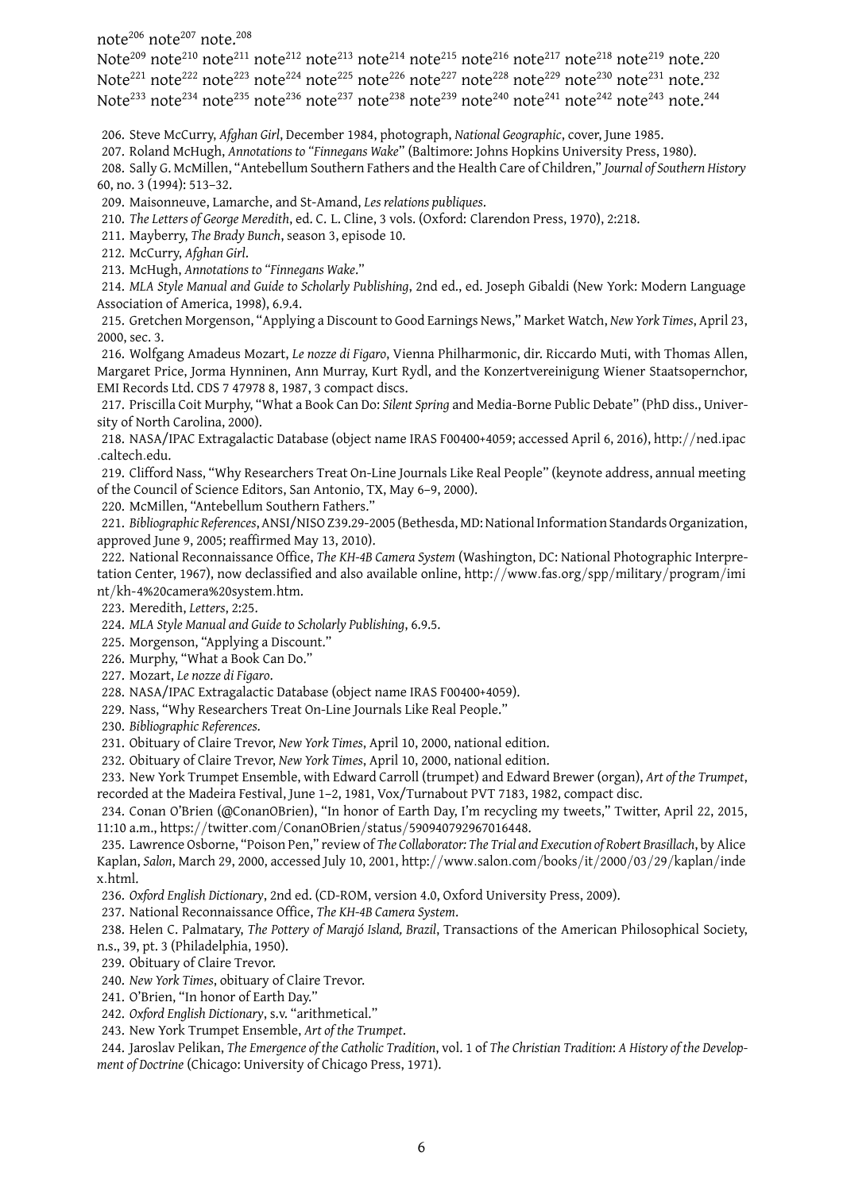note[206] note[207] note.[208]

Note[209] note[210] note[211] note[212] note[213] note[214] note[215] note[216] note[217] note[218] note[219] note.[220]
Note[221] note[222] note[223] note[224] note[225] note[226] note[227] note[228] note[229] note[230] note[231] note.[232]
Note[233] note[234] note[235] note[236] note[237] note[238] note[239] note[240] note[241] note[242] note[243] note.[244]

206. Steve McCurry, *Afghan Girl*, December 1984, photograph, *National Geographic*, cover, June 1985.

207. Roland McHugh, *Annotations to "Finnegans Wake"* (Baltimore: Johns Hopkins University Press, 1980).

208. Sally G. McMillen, "Antebellum Southern Fathers and the Health Care of Children," *Journal of Southern History* 60, no. 3 (1994): 513–32.

209. Maisonneuve, Lamarche, and St-Amand, *Les relations publiques*.

210. *The Letters of George Meredith*, ed. C. L. Cline, 3 vols. (Oxford: Clarendon Press, 1970), 2:218.

211. Mayberry, *The Brady Bunch*, season 3, episode 10.

212. McCurry, *Afghan Girl*.

213. McHugh, *Annotations to "Finnegans Wake*."

214. *MLA Style Manual and Guide to Scholarly Publishing*, 2nd ed., ed. Joseph Gibaldi (New York: Modern Language Association of America, 1998), 6.9.4.

215. Gretchen Morgenson, "Applying a Discount to Good Earnings News," Market Watch, *New York Times*, April 23, 2000, sec. 3.

216. Wolfgang Amadeus Mozart, *Le nozze di Figaro*, Vienna Philharmonic, dir. Riccardo Muti, with Thomas Allen, Margaret Price, Jorma Hynninen, Ann Murray, Kurt Rydl, and the Konzertvereinigung Wiener Staatsopernchor, EMI Records Ltd. CDS 7 47978 8, 1987, 3 compact discs.

217. Priscilla Coit Murphy, "What a Book Can Do: *Silent Spring* and Media-Borne Public Debate" (PhD diss., University of North Carolina, 2000).

218. NASA/IPAC Extragalactic Database (object name IRAS F00400+4059; accessed April 6, 2016), http://ned.ipac.caltech.edu.

219. Clifford Nass, "Why Researchers Treat On-Line Journals Like Real People" (keynote address, annual meeting of the Council of Science Editors, San Antonio, TX, May 6–9, 2000).

220. McMillen, "Antebellum Southern Fathers."

221. *Bibliographic References*, ANSI/NISO Z39.29-2005 (Bethesda, MD: National Information Standards Organization, approved June 9, 2005; reaffirmed May 13, 2010).

222. National Reconnaissance Office, *The KH-4B Camera System* (Washington, DC: National Photographic Interpretation Center, 1967), now declassified and also available online, http://www.fas.org/spp/military/program/imint/kh-4%20camera%20system.htm.

223. Meredith, *Letters*, 2:25.

224. *MLA Style Manual and Guide to Scholarly Publishing*, 6.9.5.

225. Morgenson, "Applying a Discount."

226. Murphy, "What a Book Can Do."

227. Mozart, *Le nozze di Figaro*.

228. NASA/IPAC Extragalactic Database (object name IRAS F00400+4059).

229. Nass, "Why Researchers Treat On-Line Journals Like Real People."

230. *Bibliographic References*.

231. Obituary of Claire Trevor, *New York Times*, April 10, 2000, national edition.

232. Obituary of Claire Trevor, *New York Times*, April 10, 2000, national edition.

233. New York Trumpet Ensemble, with Edward Carroll (trumpet) and Edward Brewer (organ), *Art of the Trumpet*, recorded at the Madeira Festival, June 1–2, 1981, Vox/Turnabout PVT 7183, 1982, compact disc.

234. Conan O'Brien (@ConanOBrien), "In honor of Earth Day, I'm recycling my tweets," Twitter, April 22, 2015, 11:10 a.m., https://twitter.com/ConanOBrien/status/590940792967016448.

235. Lawrence Osborne, "Poison Pen," review of *The Collaborator: The Trial and Execution of Robert Brasillach*, by Alice Kaplan, *Salon*, March 29, 2000, accessed July 10, 2001, http://www.salon.com/books/it/2000/03/29/kaplan/index.html.

236. *Oxford English Dictionary*, 2nd ed. (CD-ROM, version 4.0, Oxford University Press, 2009).

237. National Reconnaissance Office, *The KH-4B Camera System*.

238. Helen C. Palmatary, *The Pottery of Marajó Island, Brazil*, Transactions of the American Philosophical Society, n.s., 39, pt. 3 (Philadelphia, 1950).

239. Obituary of Claire Trevor.

240. *New York Times*, obituary of Claire Trevor.

241. O'Brien, "In honor of Earth Day."

242. *Oxford English Dictionary*, s.v. "arithmetical."

243. New York Trumpet Ensemble, *Art of the Trumpet*.

244. Jaroslav Pelikan, *The Emergence of the Catholic Tradition*, vol. 1 of *The Christian Tradition: A History of the Development of Doctrine* (Chicago: University of Chicago Press, 1971).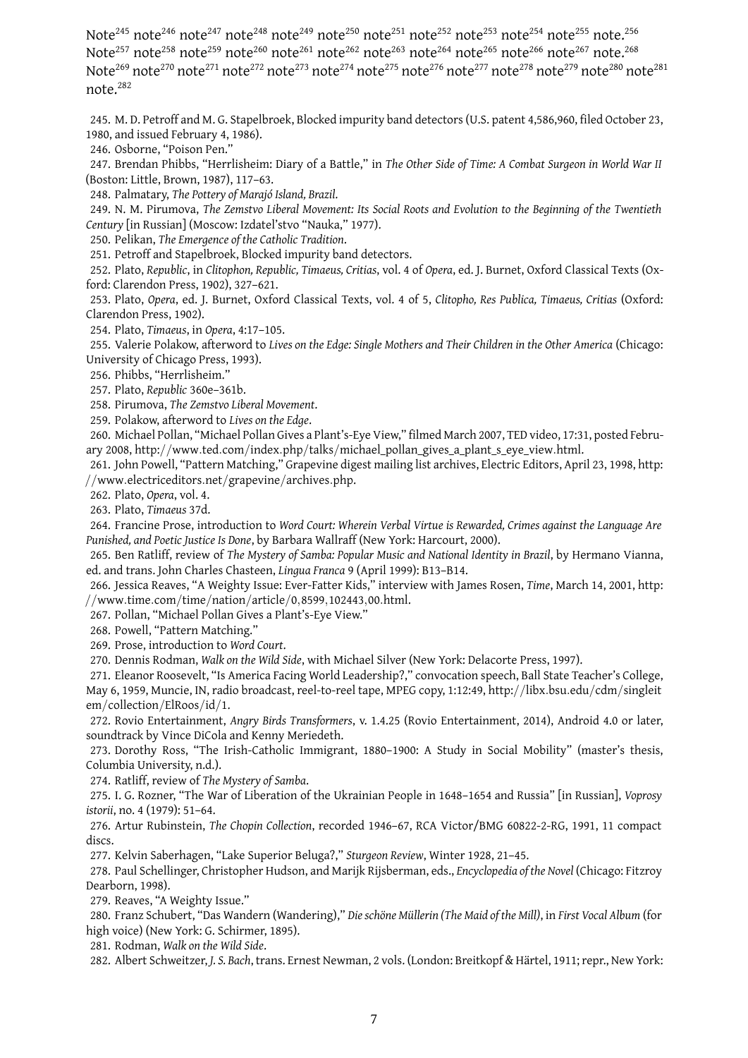Note[245] note[246] note[247] note[248] note[249] note[250] note[251] note[252] note[253] note[254] note[255] note.[256] Note[257] note[258] note[259] note[260] note[261] note[262] note[263] note[264] note[265] note[266] note[267] note.[268] Note[269] note[270] note[271] note[272] note[273] note[274] note[275] note[276] note[277] note[278] note[279] note[280] note[281] note.[282]

245. M. D. Petroff and M. G. Stapelbroek, Blocked impurity band detectors (U.S. patent 4,586,960, filed October 23, 1980, and issued February 4, 1986).

246. Osborne, "Poison Pen."

247. Brendan Phibbs, "Herrlisheim: Diary of a Battle," in *The Other Side of Time: A Combat Surgeon in World War II* (Boston: Little, Brown, 1987), 117–63.

248. Palmatary, *The Pottery of Marajó Island, Brazil*.

249. N. M. Pirumova, *The Zemstvo Liberal Movement: Its Social Roots and Evolution to the Beginning of the Twentieth Century* [in Russian] (Moscow: Izdatel'stvo "Nauka," 1977).

250. Pelikan, *The Emergence of the Catholic Tradition*.

251. Petroff and Stapelbroek, Blocked impurity band detectors.

252. Plato, *Republic*, in *Clitophon, Republic, Timaeus, Critias*, vol. 4 of *Opera*, ed. J. Burnet, Oxford Classical Texts (Oxford: Clarendon Press, 1902), 327–621.

253. Plato, *Opera*, ed. J. Burnet, Oxford Classical Texts, vol. 4 of 5, *Clitopho, Res Publica, Timaeus, Critias* (Oxford: Clarendon Press, 1902).

254. Plato, *Timaeus*, in *Opera*, 4:17–105.

255. Valerie Polakow, afterword to *Lives on the Edge: Single Mothers and Their Children in the Other America* (Chicago: University of Chicago Press, 1993).

256. Phibbs, "Herrlisheim."

257. Plato, *Republic* 360e–361b.

258. Pirumova, *The Zemstvo Liberal Movement*.

259. Polakow, afterword to *Lives on the Edge*.

260. Michael Pollan, "Michael Pollan Gives a Plant's-Eye View," filmed March 2007, TED video, 17:31, posted February 2008, http://www.ted.com/index.php/talks/michael_pollan_gives_a_plant_s_eye_view.html.

261. John Powell, "Pattern Matching," Grapevine digest mailing list archives, Electric Editors, April 23, 1998, http://www.electriceditors.net/grapevine/archives.php.

262. Plato, *Opera*, vol. 4.

263. Plato, *Timaeus* 37d.

264. Francine Prose, introduction to *Word Court: Wherein Verbal Virtue is Rewarded, Crimes against the Language Are Punished, and Poetic Justice Is Done*, by Barbara Wallraff (New York: Harcourt, 2000).

265. Ben Ratliff, review of *The Mystery of Samba: Popular Music and National Identity in Brazil*, by Hermano Vianna, ed. and trans. John Charles Chasteen, *Lingua Franca* 9 (April 1999): B13–B14.

266. Jessica Reaves, "A Weighty Issue: Ever-Fatter Kids," interview with James Rosen, *Time*, March 14, 2001, http://www.time.com/time/nation/article/0,8599,102443,00.html.

267. Pollan, "Michael Pollan Gives a Plant's-Eye View."

268. Powell, "Pattern Matching."

269. Prose, introduction to *Word Court*.

270. Dennis Rodman, *Walk on the Wild Side*, with Michael Silver (New York: Delacorte Press, 1997).

271. Eleanor Roosevelt, "Is America Facing World Leadership?," convocation speech, Ball State Teacher's College, May 6, 1959, Muncie, IN, radio broadcast, reel-to-reel tape, MPEG copy, 1:12:49, http://libx.bsu.edu/cdm/singleitem/collection/ElRoos/id/1.

272. Rovio Entertainment, *Angry Birds Transformers*, v. 1.4.25 (Rovio Entertainment, 2014), Android 4.0 or later, soundtrack by Vince DiCola and Kenny Meriedeth.

273. Dorothy Ross, "The Irish-Catholic Immigrant, 1880–1900: A Study in Social Mobility" (master's thesis, Columbia University, n.d.).

274. Ratliff, review of *The Mystery of Samba*.

275. I. G. Rozner, "The War of Liberation of the Ukrainian People in 1648–1654 and Russia" [in Russian], *Voprosy istorii*, no. 4 (1979): 51–64.

276. Artur Rubinstein, *The Chopin Collection*, recorded 1946–67, RCA Victor/BMG 60822-2-RG, 1991, 11 compact discs.

277. Kelvin Saberhagen, "Lake Superior Beluga?," *Sturgeon Review*, Winter 1928, 21–45.

278. Paul Schellinger, Christopher Hudson, and Marijk Rijsberman, eds., *Encyclopedia of the Novel* (Chicago: Fitzroy Dearborn, 1998).

279. Reaves, "A Weighty Issue."

280. Franz Schubert, "Das Wandern (Wandering)," *Die schöne Müllerin (The Maid of the Mill)*, in *First Vocal Album* (for high voice) (New York: G. Schirmer, 1895).

281. Rodman, *Walk on the Wild Side*.

282. Albert Schweitzer, *J. S. Bach*, trans. Ernest Newman, 2 vols. (London: Breitkopf & Härtel, 1911; repr., New York: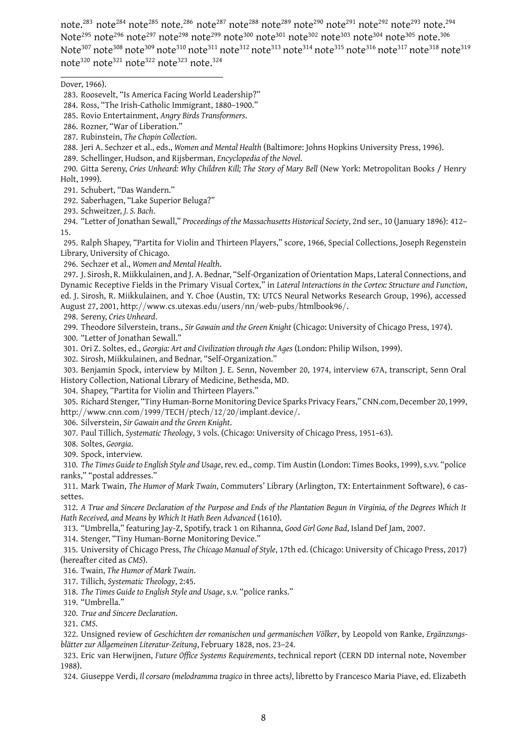note.[283] note[284] note[285] note.[286] note[287] note[288] note[289] note[290] note[291] note[292] note[293] note.[294] Note[295] note[296] note[297] note[298] note[299] note[300] note[301] note[302] note[303] note[304] note[305] note.[306] Note[307] note[308] note[309] note[310] note[311] note[312] note[313] note[314] note[315] note[316] note[317] note[318] note[319] note[320] note[321] note[322] note[323] note.[324]

---

Dover, 1966).

283. Roosevelt, “Is America Facing World Leadership?”

284. Ross, “The Irish-Catholic Immigrant, 1880–1900.”

285. Rovio Entertainment, *Angry Birds Transformers*.

286. Rozner, “War of Liberation.”

287. Rubinstein, *The Chopin Collection*.

288. Jeri A. Sechzer et al., eds., *Women and Mental Health* (Baltimore: Johns Hopkins University Press, 1996).

289. Schellinger, Hudson, and Rijsberman, *Encyclopedia of the Novel*.

290. Gitta Sereny, *Cries Unheard: Why Children Kill; The Story of Mary Bell* (New York: Metropolitan Books / Henry Holt, 1999).

291. Schubert, “Das Wandern.”

292. Saberhagen, “Lake Superior Beluga?”

293. Schweitzer, *J. S. Bach*.

294. “Letter of Jonathan Sewall,” *Proceedings of the Massachusetts Historical Society*, 2nd ser., 10 (January 1896): 412–15.

295. Ralph Shapey, “Partita for Violin and Thirteen Players,” score, 1966, Special Collections, Joseph Regenstein Library, University of Chicago.

296. Sechzer et al., *Women and Mental Health*.

297. J. Sirosh, R. Miikkulainen, and J. A. Bednar, “Self-Organization of Orientation Maps, Lateral Connections, and Dynamic Receptive Fields in the Primary Visual Cortex,” in *Lateral Interactions in the Cortex: Structure and Function*, ed. J. Sirosh, R. Miikkulainen, and Y. Choe (Austin, TX: UTCS Neural Networks Research Group, 1996), accessed August 27, 2001, http://www.cs.utexas.edu/users/nn/web-pubs/htmlbook96/.

298. Sereny, *Cries Unheard*.

299. Theodore Silverstein, trans., *Sir Gawain and the Green Knight* (Chicago: University of Chicago Press, 1974).

300. “Letter of Jonathan Sewall.”

301. Ori Z. Soltes, ed., *Georgia: Art and Civilization through the Ages* (London: Philip Wilson, 1999).

302. Sirosh, Miikkulainen, and Bednar, “Self-Organization.”

303. Benjamin Spock, interview by Milton J. E. Senn, November 20, 1974, interview 67A, transcript, Senn Oral History Collection, National Library of Medicine, Bethesda, MD.

304. Shapey, “Partita for Violin and Thirteen Players.”

305. Richard Stenger, “Tiny Human-Borne Monitoring Device Sparks Privacy Fears,” CNN.com, December 20, 1999, http://www.cnn.com/1999/TECH/ptech/12/20/implant.device/.

306. Silverstein, *Sir Gawain and the Green Knight*.

307. Paul Tillich, *Systematic Theology*, 3 vols. (Chicago: University of Chicago Press, 1951–63).

308. Soltes, *Georgia*.

309. Spock, interview.

310. *The Times Guide to English Style and Usage*, rev. ed., comp. Tim Austin (London: Times Books, 1999), s.vv. “police ranks,” “postal addresses.”

311. Mark Twain, *The Humor of Mark Twain*, Commuters’ Library (Arlington, TX: Entertainment Software), 6 cassettes.

312. *A True and Sincere Declaration of the Purpose and Ends of the Plantation Begun in Virginia, of the Degrees Which It Hath Received, and Means by Which It Hath Been Advanced* (1610).

313. “Umbrella,” featuring Jay-Z, Spotify, track 1 on Rihanna, *Good Girl Gone Bad*, Island Def Jam, 2007.

314. Stenger, “Tiny Human-Borne Monitoring Device.”

315. University of Chicago Press, *The Chicago Manual of Style*, 17th ed. (Chicago: University of Chicago Press, 2017) (hereafter cited as *CMS*).

316. Twain, *The Humor of Mark Twain*.

317. Tillich, *Systematic Theology*, 2:45.

318. *The Times Guide to English Style and Usage*, s.v. “police ranks.”

319. “Umbrella.”

320. *True and Sincere Declaration*.

321. *CMS*.

322. Unsigned review of *Geschichten der romanischen und germanischen Völker*, by Leopold von Ranke, *Ergänzungsblätter zur Allgemeinen Literatur-Zeitung*, February 1828, nos. 23–24.

323. Eric van Herwijnen, *Future Office Systems Requirements*, technical report (CERN DD internal note, November 1988).

324. Giuseppe Verdi, *Il corsaro (melodramma tragico* in three acts*)*, libretto by Francesco Maria Piave, ed. Elizabeth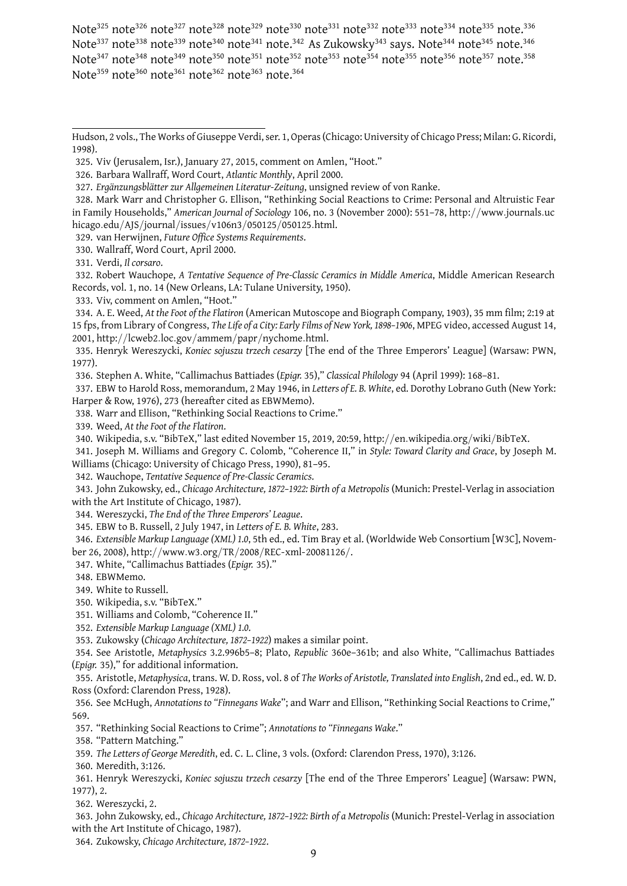Note[325] note[326] note[327] note[328] note[329] note[330] note[331] note[332] note[333] note[334] note[335] note.[336] Note[337] note[338] note[339] note[340] note[341] note.[342] As Zukowsky[343] says. Note[344] note[345] note.[346] Note[347] note[348] note[349] note[350] note[351] note[352] note[353] note[354] note[355] note[356] note[357] note.[358] Note[359] note[360] note[361] note[362] note[363] note.[364]

---

Hudson, 2 vols., The Works of Giuseppe Verdi, ser. 1, Operas (Chicago: University of Chicago Press; Milan: G. Ricordi, 1998).

325. Viv (Jerusalem, Isr.), January 27, 2015, comment on Amlen, "Hoot."

326. Barbara Wallraff, Word Court, *Atlantic Monthly*, April 2000.

327. *Ergänzungsblätter zur Allgemeinen Literatur-Zeitung*, unsigned review of von Ranke.

328. Mark Warr and Christopher G. Ellison, "Rethinking Social Reactions to Crime: Personal and Altruistic Fear in Family Households," *American Journal of Sociology* 106, no. 3 (November 2000): 551–78, http://www.journals.uchicago.edu/AJS/journal/issues/v106n3/050125/050125.html.

329. van Herwijnen, *Future Office Systems Requirements*.

330. Wallraff, Word Court, April 2000.

331. Verdi, *Il corsaro*.

332. Robert Wauchope, *A Tentative Sequence of Pre-Classic Ceramics in Middle America*, Middle American Research Records, vol. 1, no. 14 (New Orleans, LA: Tulane University, 1950).

333. Viv, comment on Amlen, "Hoot."

334. A. E. Weed, *At the Foot of the Flatiron* (American Mutoscope and Biograph Company, 1903), 35 mm film; 2:19 at 15 fps, from Library of Congress, *The Life of a City: Early Films of New York, 1898–1906*, MPEG video, accessed August 14, 2001, http://lcweb2.loc.gov/ammem/papr/nychome.html.

335. Henryk Wereszycki, *Koniec sojuszu trzech cesarzy* [The end of the Three Emperors' League] (Warsaw: PWN, 1977).

336. Stephen A. White, "Callimachus Battiades (*Epigr.* 35)," *Classical Philology* 94 (April 1999): 168–81.

337. EBW to Harold Ross, memorandum, 2 May 1946, in *Letters of E. B. White*, ed. Dorothy Lobrano Guth (New York: Harper & Row, 1976), 273 (hereafter cited as EBWMemo).

338. Warr and Ellison, "Rethinking Social Reactions to Crime."

339. Weed, *At the Foot of the Flatiron*.

340. Wikipedia, s.v. "BibTeX," last edited November 15, 2019, 20:59, http://en.wikipedia.org/wiki/BibTeX.

341. Joseph M. Williams and Gregory C. Colomb, "Coherence II," in *Style: Toward Clarity and Grace*, by Joseph M. Williams (Chicago: University of Chicago Press, 1990), 81–95.

342. Wauchope, *Tentative Sequence of Pre-Classic Ceramics*.

343. John Zukowsky, ed., *Chicago Architecture, 1872–1922: Birth of a Metropolis* (Munich: Prestel-Verlag in association with the Art Institute of Chicago, 1987).

344. Wereszycki, *The End of the Three Emperors' League*.

345. EBW to B. Russell, 2 July 1947, in *Letters of E. B. White*, 283.

346. *Extensible Markup Language (XML) 1.0*, 5th ed., ed. Tim Bray et al. (Worldwide Web Consortium [W3C], November 26, 2008), http://www.w3.org/TR/2008/REC-xml-20081126/.

347. White, "Callimachus Battiades (*Epigr.* 35)."

348. EBWMemo.

349. White to Russell.

350. Wikipedia, s.v. "BibTeX."

351. Williams and Colomb, "Coherence II."

352. *Extensible Markup Language (XML) 1.0*.

353. Zukowsky (*Chicago Architecture, 1872–1922*) makes a similar point.

354. See Aristotle, *Metaphysics* 3.2.996b5–8; Plato, *Republic* 360e–361b; and also White, "Callimachus Battiades (*Epigr.* 35)," for additional information.

355. Aristotle, *Metaphysica*, trans. W. D. Ross, vol. 8 of *The Works of Aristotle, Translated into English*, 2nd ed., ed. W. D. Ross (Oxford: Clarendon Press, 1928).

356. See McHugh, *Annotations to "Finnegans Wake"*; and Warr and Ellison, "Rethinking Social Reactions to Crime," 569.

357. "Rethinking Social Reactions to Crime"; *Annotations to "Finnegans Wake*."

358. "Pattern Matching."

359. *The Letters of George Meredith*, ed. C. L. Cline, 3 vols. (Oxford: Clarendon Press, 1970), 3:126.

360. Meredith, 3:126.

361. Henryk Wereszycki, *Koniec sojuszu trzech cesarzy* [The end of the Three Emperors' League] (Warsaw: PWN, 1977), 2.

362. Wereszycki, 2.

363. John Zukowsky, ed., *Chicago Architecture, 1872–1922: Birth of a Metropolis* (Munich: Prestel-Verlag in association with the Art Institute of Chicago, 1987).

364. Zukowsky, *Chicago Architecture, 1872–1922*.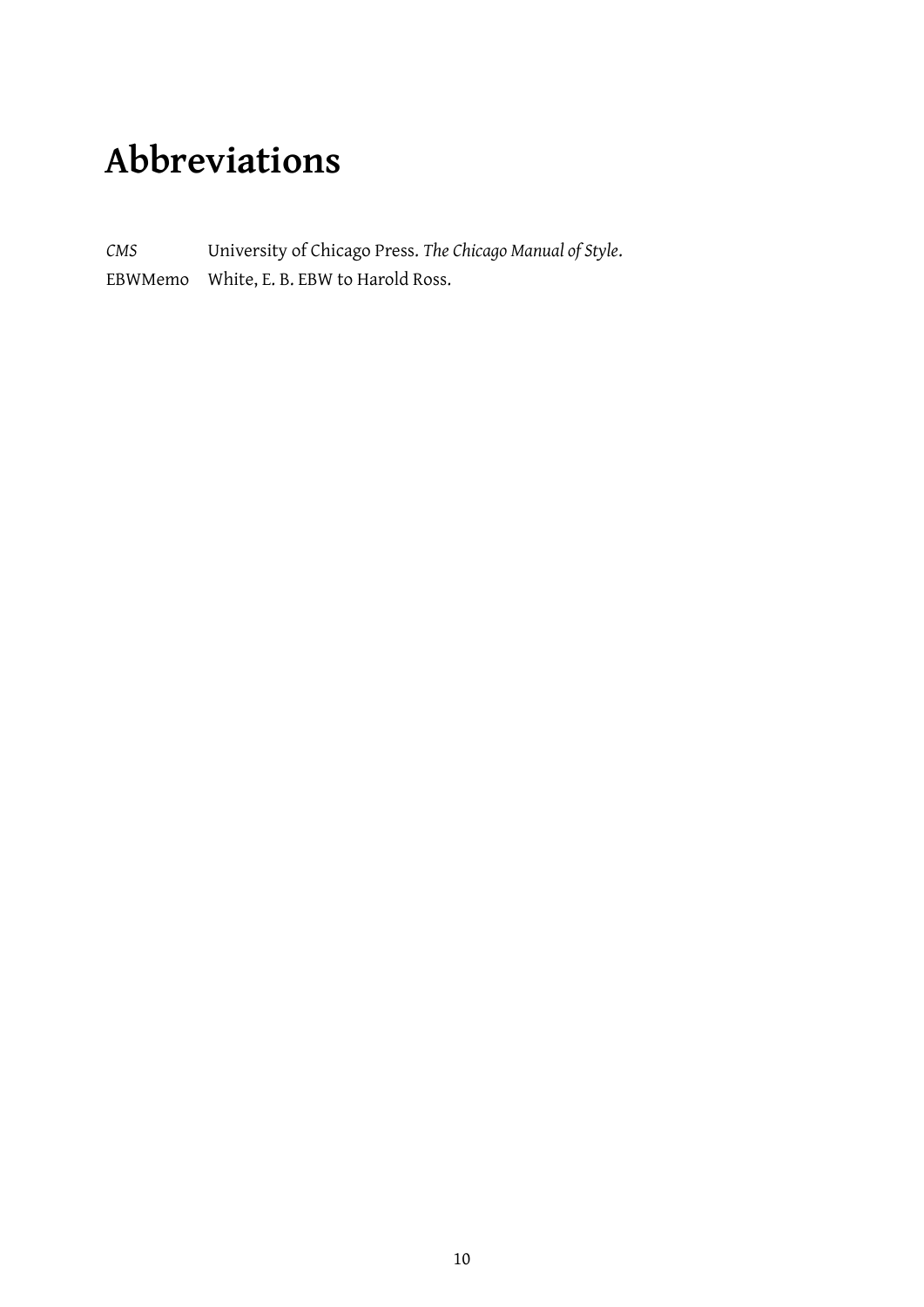# Abbreviations

*CMS* University of Chicago Press. *The Chicago Manual of Style*.

EBWMemo White, E. B. EBW to Harold Ross.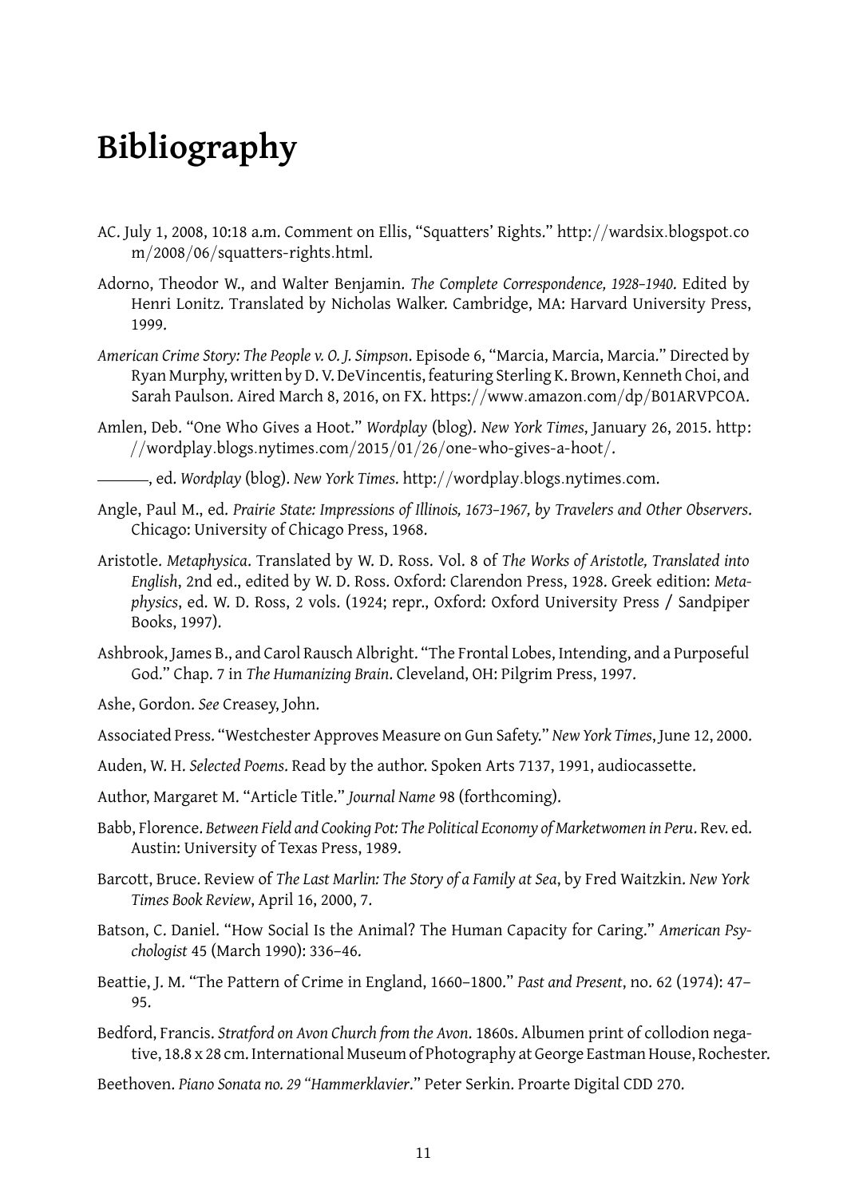# Bibliography

AC. July 1, 2008, 10:18 a.m. Comment on Ellis, "Squatters' Rights." http://wardsix.blogspot.com/2008/06/squatters-rights.html.

Adorno, Theodor W., and Walter Benjamin. *The Complete Correspondence, 1928–1940.* Edited by Henri Lonitz. Translated by Nicholas Walker. Cambridge, MA: Harvard University Press, 1999.

*American Crime Story: The People v. O. J. Simpson*. Episode 6, "Marcia, Marcia, Marcia." Directed by Ryan Murphy, written by D. V. DeVincentis, featuring Sterling K. Brown, Kenneth Choi, and Sarah Paulson. Aired March 8, 2016, on FX. https://www.amazon.com/dp/B01ARVPCOA.

Amlen, Deb. "One Who Gives a Hoot." *Wordplay* (blog). *New York Times*, January 26, 2015. http://wordplay.blogs.nytimes.com/2015/01/26/one-who-gives-a-hoot/.

———, ed. *Wordplay* (blog). *New York Times*. http://wordplay.blogs.nytimes.com.

Angle, Paul M., ed. *Prairie State: Impressions of Illinois, 1673–1967, by Travelers and Other Observers*. Chicago: University of Chicago Press, 1968.

Aristotle. *Metaphysica*. Translated by W. D. Ross. Vol. 8 of *The Works of Aristotle, Translated into English*, 2nd ed., edited by W. D. Ross. Oxford: Clarendon Press, 1928. Greek edition: *Metaphysics*, ed. W. D. Ross, 2 vols. (1924; repr., Oxford: Oxford University Press / Sandpiper Books, 1997).

Ashbrook, James B., and Carol Rausch Albright. "The Frontal Lobes, Intending, and a Purposeful God." Chap. 7 in *The Humanizing Brain*. Cleveland, OH: Pilgrim Press, 1997.

Ashe, Gordon. *See* Creasey, John.

Associated Press. "Westchester Approves Measure on Gun Safety." *New York Times*, June 12, 2000.

Auden, W. H. *Selected Poems*. Read by the author. Spoken Arts 7137, 1991, audiocassette.

Author, Margaret M. "Article Title." *Journal Name* 98 (forthcoming).

Babb, Florence. *Between Field and Cooking Pot: The Political Economy of Marketwomen in Peru*. Rev. ed. Austin: University of Texas Press, 1989.

Barcott, Bruce. Review of *The Last Marlin: The Story of a Family at Sea*, by Fred Waitzkin. *New York Times Book Review*, April 16, 2000, 7.

Batson, C. Daniel. "How Social Is the Animal? The Human Capacity for Caring." *American Psychologist* 45 (March 1990): 336–46.

Beattie, J. M. "The Pattern of Crime in England, 1660–1800." *Past and Present*, no. 62 (1974): 47–95.

Bedford, Francis. *Stratford on Avon Church from the Avon*. 1860s. Albumen print of collodion negative, 18.8 x 28 cm. International Museum of Photography at George Eastman House, Rochester.

Beethoven. *Piano Sonata no. 29 "Hammerklavier*." Peter Serkin. Proarte Digital CDD 270.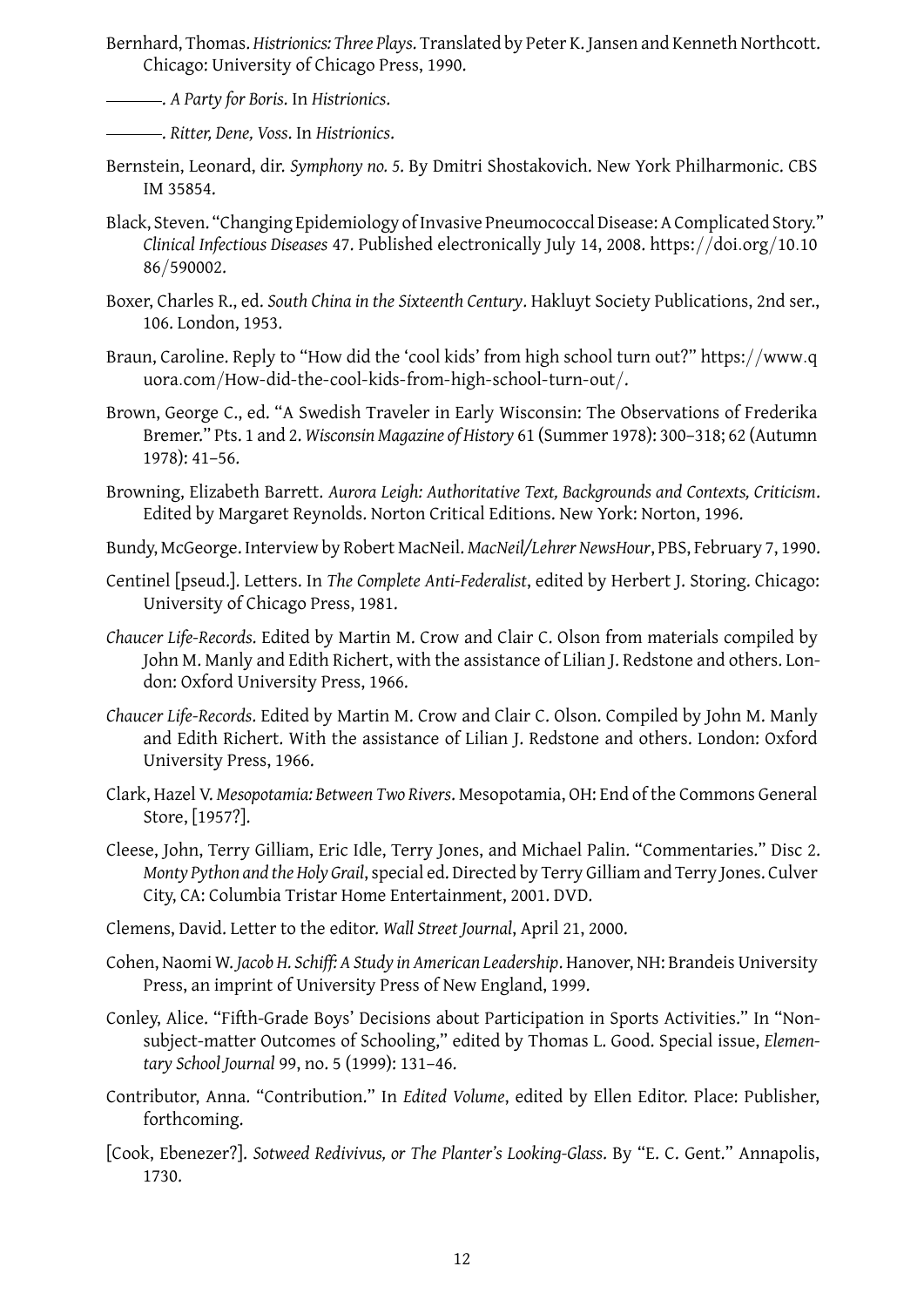Bernhard, Thomas. *Histrionics: Three Plays*. Translated by Peter K. Jansen and Kenneth Northcott. Chicago: University of Chicago Press, 1990.

———. *A Party for Boris*. In *Histrionics*.

———. *Ritter, Dene, Voss*. In *Histrionics*.

Bernstein, Leonard, dir. *Symphony no. 5*. By Dmitri Shostakovich. New York Philharmonic. CBS IM 35854.

Black, Steven. "Changing Epidemiology of Invasive Pneumococcal Disease: A Complicated Story." *Clinical Infectious Diseases* 47. Published electronically July 14, 2008. https://doi.org/10.1086/590002.

Boxer, Charles R., ed. *South China in the Sixteenth Century*. Hakluyt Society Publications, 2nd ser., 106. London, 1953.

Braun, Caroline. Reply to "How did the 'cool kids' from high school turn out?" https://www.quora.com/How-did-the-cool-kids-from-high-school-turn-out/.

Brown, George C., ed. "A Swedish Traveler in Early Wisconsin: The Observations of Frederika Bremer." Pts. 1 and 2. *Wisconsin Magazine of History* 61 (Summer 1978): 300–318; 62 (Autumn 1978): 41–56.

Browning, Elizabeth Barrett. *Aurora Leigh: Authoritative Text, Backgrounds and Contexts, Criticism*. Edited by Margaret Reynolds. Norton Critical Editions. New York: Norton, 1996.

Bundy, McGeorge. Interview by Robert MacNeil. *MacNeil/Lehrer NewsHour*, PBS, February 7, 1990.

Centinel [pseud.]. Letters. In *The Complete Anti-Federalist*, edited by Herbert J. Storing. Chicago: University of Chicago Press, 1981.

*Chaucer Life-Records*. Edited by Martin M. Crow and Clair C. Olson from materials compiled by John M. Manly and Edith Richert, with the assistance of Lilian J. Redstone and others. London: Oxford University Press, 1966.

*Chaucer Life-Records*. Edited by Martin M. Crow and Clair C. Olson. Compiled by John M. Manly and Edith Richert. With the assistance of Lilian J. Redstone and others. London: Oxford University Press, 1966.

Clark, Hazel V. *Mesopotamia: Between Two Rivers*. Mesopotamia, OH: End of the Commons General Store, [1957?].

Cleese, John, Terry Gilliam, Eric Idle, Terry Jones, and Michael Palin. "Commentaries." Disc 2. *Monty Python and the Holy Grail*, special ed. Directed by Terry Gilliam and Terry Jones. Culver City, CA: Columbia Tristar Home Entertainment, 2001. DVD.

Clemens, David. Letter to the editor. *Wall Street Journal*, April 21, 2000.

Cohen, Naomi W. *Jacob H. Schiff: A Study in American Leadership*. Hanover, NH: Brandeis University Press, an imprint of University Press of New England, 1999.

Conley, Alice. "Fifth-Grade Boys' Decisions about Participation in Sports Activities." In "Nonsubject-matter Outcomes of Schooling," edited by Thomas L. Good. Special issue, *Elementary School Journal* 99, no. 5 (1999): 131–46.

Contributor, Anna. "Contribution." In *Edited Volume*, edited by Ellen Editor. Place: Publisher, forthcoming.

[Cook, Ebenezer?]. *Sotweed Redivivus, or The Planter's Looking-Glass*. By "E. C. Gent." Annapolis, 1730.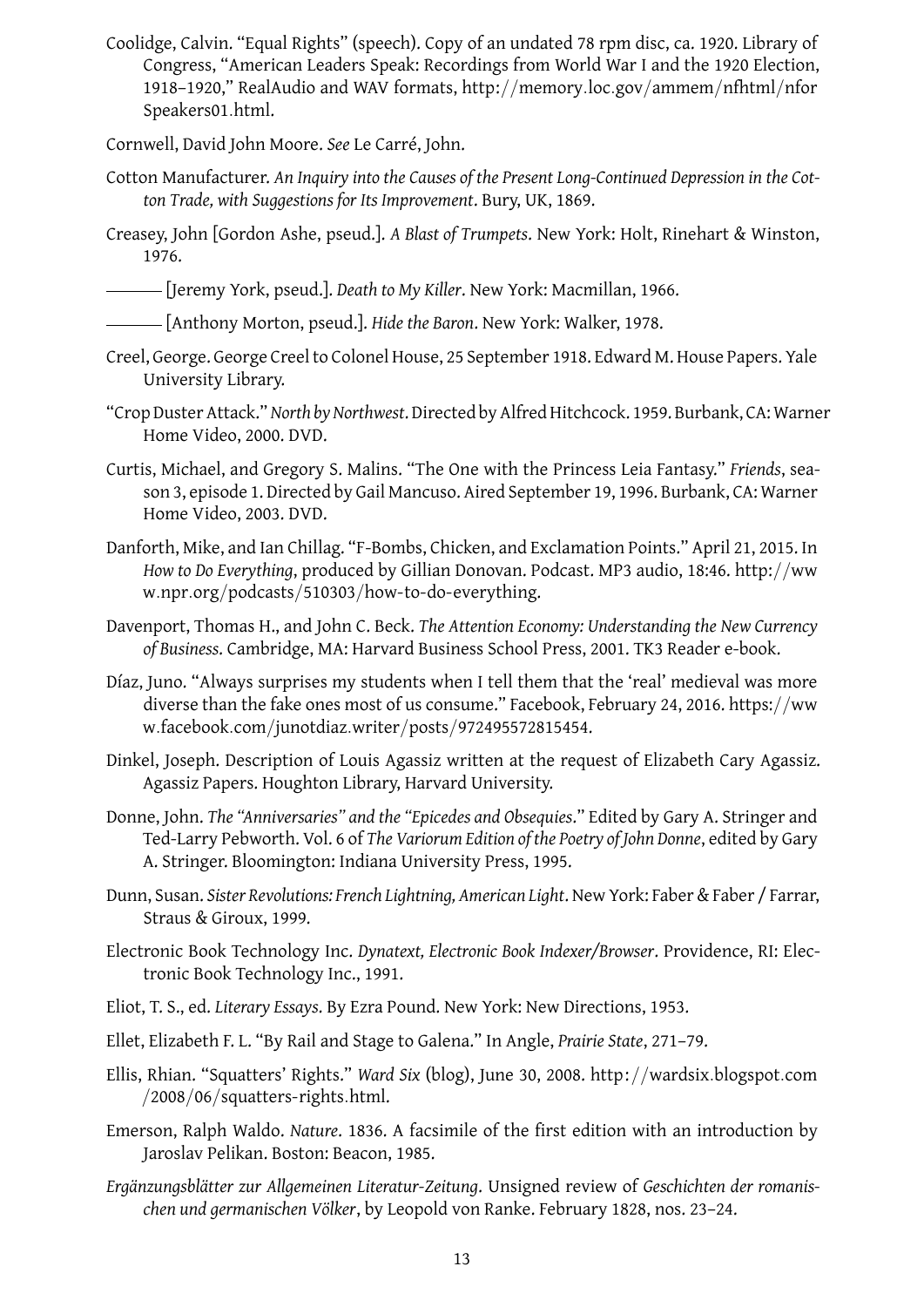Coolidge, Calvin. “Equal Rights” (speech). Copy of an undated 78 rpm disc, ca. 1920. Library of Congress, “American Leaders Speak: Recordings from World War I and the 1920 Election, 1918–1920,” RealAudio and WAV formats, http://memory.loc.gov/ammem/nfhtml/nforSpeakers01.html.

Cornwell, David John Moore. *See* Le Carré, John.

Cotton Manufacturer. *An Inquiry into the Causes of the Present Long-Continued Depression in the Cotton Trade, with Suggestions for Its Improvement*. Bury, UK, 1869.

Creasey, John [Gordon Ashe, pseud.]. *A Blast of Trumpets*. New York: Holt, Rinehart & Winston, 1976.

——— [Jeremy York, pseud.]. *Death to My Killer*. New York: Macmillan, 1966.

——— [Anthony Morton, pseud.]. *Hide the Baron*. New York: Walker, 1978.

Creel, George. George Creel to Colonel House, 25 September 1918. Edward M. House Papers. Yale University Library.

“Crop Duster Attack.” *North by Northwest*. Directed by Alfred Hitchcock. 1959. Burbank, CA: Warner Home Video, 2000. DVD.

Curtis, Michael, and Gregory S. Malins. “The One with the Princess Leia Fantasy.” *Friends*, season 3, episode 1. Directed by Gail Mancuso. Aired September 19, 1996. Burbank, CA: Warner Home Video, 2003. DVD.

Danforth, Mike, and Ian Chillag. “F-Bombs, Chicken, and Exclamation Points.” April 21, 2015. In *How to Do Everything*, produced by Gillian Donovan. Podcast. MP3 audio, 18:46. http://www.npr.org/podcasts/510303/how-to-do-everything.

Davenport, Thomas H., and John C. Beck. *The Attention Economy: Understanding the New Currency of Business*. Cambridge, MA: Harvard Business School Press, 2001. TK3 Reader e-book.

Díaz, Juno. “Always surprises my students when I tell them that the ‘real’ medieval was more diverse than the fake ones most of us consume.” Facebook, February 24, 2016. https://www.facebook.com/junotdiaz.writer/posts/972495572815454.

Dinkel, Joseph. Description of Louis Agassiz written at the request of Elizabeth Cary Agassiz. Agassiz Papers. Houghton Library, Harvard University.

Donne, John. *The “Anniversaries” and the “Epicedes and Obsequies*.” Edited by Gary A. Stringer and Ted-Larry Pebworth. Vol. 6 of *The Variorum Edition of the Poetry of John Donne*, edited by Gary A. Stringer. Bloomington: Indiana University Press, 1995.

Dunn, Susan. *Sister Revolutions: French Lightning, American Light*. New York: Faber & Faber / Farrar, Straus & Giroux, 1999.

Electronic Book Technology Inc. *Dynatext, Electronic Book Indexer/Browser*. Providence, RI: Electronic Book Technology Inc., 1991.

Eliot, T. S., ed. *Literary Essays*. By Ezra Pound. New York: New Directions, 1953.

Ellet, Elizabeth F. L. “By Rail and Stage to Galena.” In Angle, *Prairie State*, 271–79.

Ellis, Rhian. “Squatters’ Rights.” *Ward Six* (blog), June 30, 2008. http://wardsix.blogspot.com/2008/06/squatters-rights.html.

Emerson, Ralph Waldo. *Nature*. 1836. A facsimile of the first edition with an introduction by Jaroslav Pelikan. Boston: Beacon, 1985.

*Ergänzungsblätter zur Allgemeinen Literatur-Zeitung*. Unsigned review of *Geschichten der romanischen und germanischen Völker*, by Leopold von Ranke. February 1828, nos. 23–24.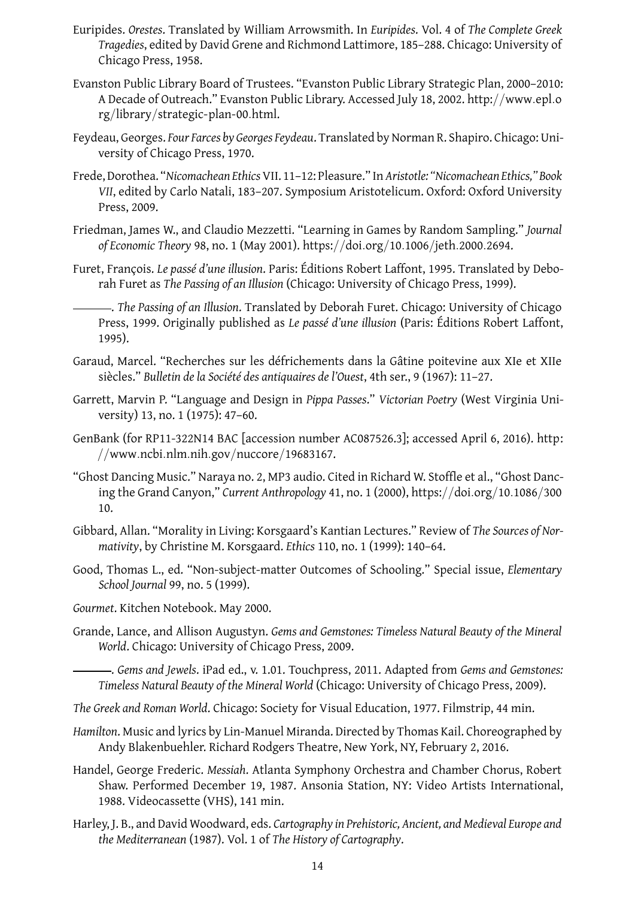Euripides. *Orestes*. Translated by William Arrowsmith. In *Euripides*. Vol. 4 of *The Complete Greek Tragedies*, edited by David Grene and Richmond Lattimore, 185–288. Chicago: University of Chicago Press, 1958.

Evanston Public Library Board of Trustees. "Evanston Public Library Strategic Plan, 2000–2010: A Decade of Outreach." Evanston Public Library. Accessed July 18, 2002. http://www.epl.org/library/strategic-plan-00.html.

Feydeau, Georges. *Four Farces by Georges Feydeau*. Translated by Norman R. Shapiro. Chicago: University of Chicago Press, 1970.

Frede, Dorothea. "*Nicomachean Ethics* VII. 11–12: Pleasure." In *Aristotle: "Nicomachean Ethics," Book VII*, edited by Carlo Natali, 183–207. Symposium Aristotelicum. Oxford: Oxford University Press, 2009.

Friedman, James W., and Claudio Mezzetti. "Learning in Games by Random Sampling." *Journal of Economic Theory* 98, no. 1 (May 2001). https://doi.org/10.1006/jeth.2000.2694.

Furet, François. *Le passé d'une illusion*. Paris: Éditions Robert Laffont, 1995. Translated by Deborah Furet as *The Passing of an Illusion* (Chicago: University of Chicago Press, 1999).

———. *The Passing of an Illusion*. Translated by Deborah Furet. Chicago: University of Chicago Press, 1999. Originally published as *Le passé d'une illusion* (Paris: Éditions Robert Laffont, 1995).

Garaud, Marcel. "Recherches sur les défrichements dans la Gâtine poitevine aux XIe et XIIe siècles." *Bulletin de la Société des antiquaires de l'Ouest*, 4th ser., 9 (1967): 11–27.

Garrett, Marvin P. "Language and Design in *Pippa Passes*." *Victorian Poetry* (West Virginia University) 13, no. 1 (1975): 47–60.

GenBank (for RP11-322N14 BAC [accession number AC087526.3]; accessed April 6, 2016). http://www.ncbi.nlm.nih.gov/nuccore/19683167.

"Ghost Dancing Music." Naraya no. 2, MP3 audio. Cited in Richard W. Stoffle et al., "Ghost Dancing the Grand Canyon," *Current Anthropology* 41, no. 1 (2000), https://doi.org/10.1086/30010.

Gibbard, Allan. "Morality in Living: Korsgaard's Kantian Lectures." Review of *The Sources of Normativity*, by Christine M. Korsgaard. *Ethics* 110, no. 1 (1999): 140–64.

Good, Thomas L., ed. "Non-subject-matter Outcomes of Schooling." Special issue, *Elementary School Journal* 99, no. 5 (1999).

*Gourmet*. Kitchen Notebook. May 2000.

Grande, Lance, and Allison Augustyn. *Gems and Gemstones: Timeless Natural Beauty of the Mineral World*. Chicago: University of Chicago Press, 2009.

———. *Gems and Jewels*. iPad ed., v. 1.01. Touchpress, 2011. Adapted from *Gems and Gemstones: Timeless Natural Beauty of the Mineral World* (Chicago: University of Chicago Press, 2009).

*The Greek and Roman World*. Chicago: Society for Visual Education, 1977. Filmstrip, 44 min.

*Hamilton*. Music and lyrics by Lin-Manuel Miranda. Directed by Thomas Kail. Choreographed by Andy Blakenbuehler. Richard Rodgers Theatre, New York, NY, February 2, 2016.

Handel, George Frederic. *Messiah*. Atlanta Symphony Orchestra and Chamber Chorus, Robert Shaw. Performed December 19, 1987. Ansonia Station, NY: Video Artists International, 1988. Videocassette (VHS), 141 min.

Harley, J. B., and David Woodward, eds. *Cartography in Prehistoric, Ancient, and Medieval Europe and the Mediterranean* (1987). Vol. 1 of *The History of Cartography*.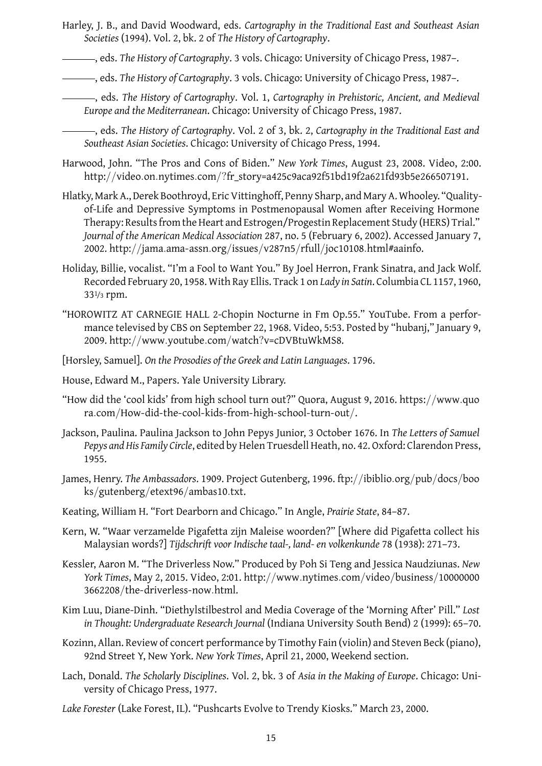Harley, J. B., and David Woodward, eds. *Cartography in the Traditional East and Southeast Asian Societies* (1994). Vol. 2, bk. 2 of *The History of Cartography*.

———, eds. *The History of Cartography*. 3 vols. Chicago: University of Chicago Press, 1987–.

———, eds. *The History of Cartography*. 3 vols. Chicago: University of Chicago Press, 1987–.

———, eds. *The History of Cartography*. Vol. 1, *Cartography in Prehistoric, Ancient, and Medieval Europe and the Mediterranean*. Chicago: University of Chicago Press, 1987.

———, eds. *The History of Cartography*. Vol. 2 of 3, bk. 2, *Cartography in the Traditional East and Southeast Asian Societies*. Chicago: University of Chicago Press, 1994.

Harwood, John. "The Pros and Cons of Biden." *New York Times*, August 23, 2008. Video, 2:00. http://video.on.nytimes.com/?fr_story=a425c9aca92f51bd19f2a621fd93b5e266507191.

Hlatky, Mark A., Derek Boothroyd, Eric Vittinghoff, Penny Sharp, and Mary A. Whooley. "Quality-of-Life and Depressive Symptoms in Postmenopausal Women after Receiving Hormone Therapy: Results from the Heart and Estrogen/Progestin Replacement Study (HERS) Trial." *Journal of the American Medical Association* 287, no. 5 (February 6, 2002). Accessed January 7, 2002. http://jama.ama-assn.org/issues/v287n5/rfull/joc10108.html#aainfo.

Holiday, Billie, vocalist. "I'm a Fool to Want You." By Joel Herron, Frank Sinatra, and Jack Wolf. Recorded February 20, 1958. With Ray Ellis. Track 1 on *Lady in Satin*. Columbia CL 1157, 1960, 33⅓ rpm.

"HOROWITZ AT CARNEGIE HALL 2-Chopin Nocturne in Fm Op.55." YouTube. From a performance televised by CBS on September 22, 1968. Video, 5:53. Posted by "hubanj," January 9, 2009. http://www.youtube.com/watch?v=cDVBtuWkMS8.

[Horsley, Samuel]. *On the Prosodies of the Greek and Latin Languages*. 1796.

House, Edward M., Papers. Yale University Library.

"How did the 'cool kids' from high school turn out?" Quora, August 9, 2016. https://www.quora.com/How-did-the-cool-kids-from-high-school-turn-out/.

Jackson, Paulina. Paulina Jackson to John Pepys Junior, 3 October 1676. In *The Letters of Samuel Pepys and His Family Circle*, edited by Helen Truesdell Heath, no. 42. Oxford: Clarendon Press, 1955.

James, Henry. *The Ambassadors*. 1909. Project Gutenberg, 1996. ftp://ibiblio.org/pub/docs/books/gutenberg/etext96/ambas10.txt.

Keating, William H. "Fort Dearborn and Chicago." In Angle, *Prairie State*, 84–87.

Kern, W. "Waar verzamelde Pigafetta zijn Maleise woorden?" [Where did Pigafetta collect his Malaysian words?] *Tijdschrift voor Indische taal-, land- en volkenkunde* 78 (1938): 271–73.

Kessler, Aaron M. "The Driverless Now." Produced by Poh Si Teng and Jessica Naudziunas. *New York Times*, May 2, 2015. Video, 2:01. http://www.nytimes.com/video/business/100000003662208/the-driverless-now.html.

Kim Luu, Diane-Dinh. "Diethylstilbestrol and Media Coverage of the 'Morning After' Pill." *Lost in Thought: Undergraduate Research Journal* (Indiana University South Bend) 2 (1999): 65–70.

Kozinn, Allan. Review of concert performance by Timothy Fain (violin) and Steven Beck (piano), 92nd Street Y, New York. *New York Times*, April 21, 2000, Weekend section.

Lach, Donald. *The Scholarly Disciplines*. Vol. 2, bk. 3 of *Asia in the Making of Europe*. Chicago: University of Chicago Press, 1977.

*Lake Forester* (Lake Forest, IL). "Pushcarts Evolve to Trendy Kiosks." March 23, 2000.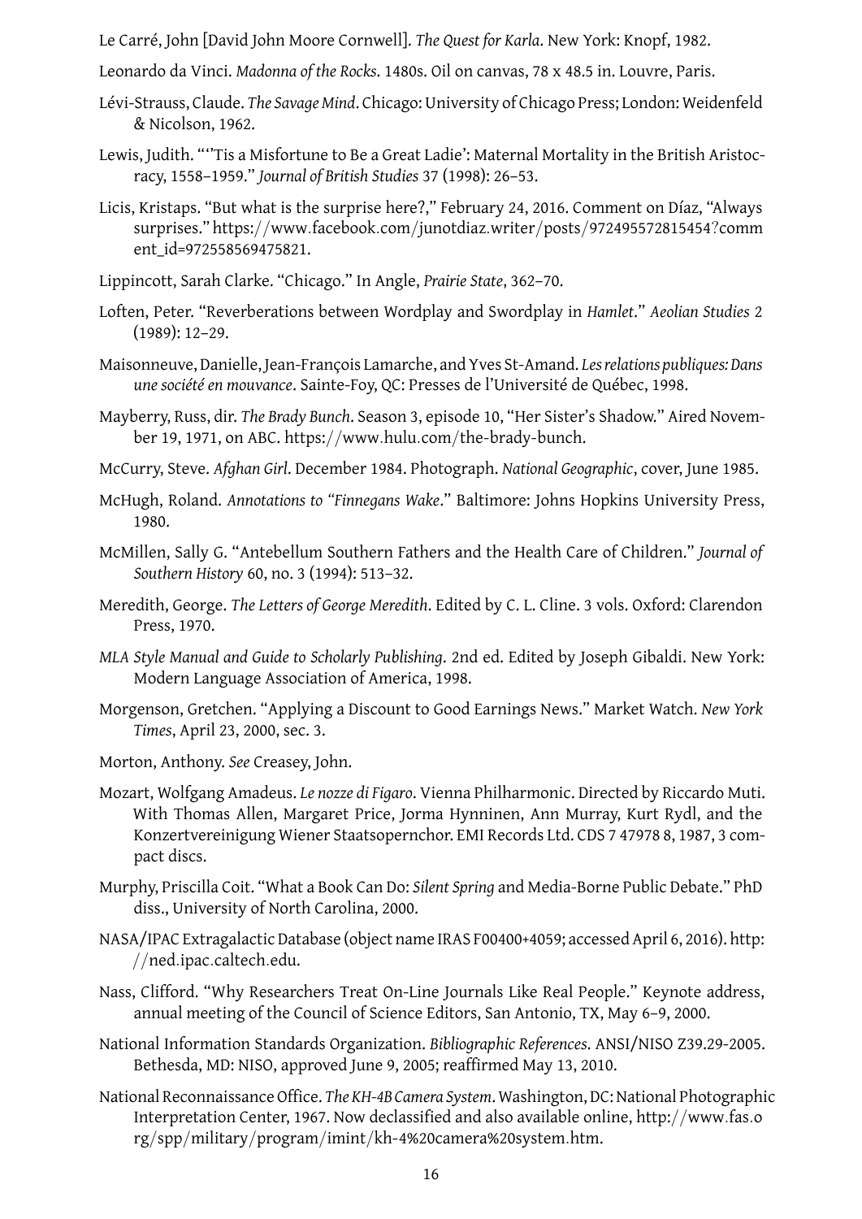Le Carré, John [David John Moore Cornwell]. *The Quest for Karla*. New York: Knopf, 1982.

Leonardo da Vinci. *Madonna of the Rocks*. 1480s. Oil on canvas, 78 x 48.5 in. Louvre, Paris.

Lévi-Strauss, Claude. *The Savage Mind*. Chicago: University of Chicago Press; London: Weidenfeld & Nicolson, 1962.

Lewis, Judith. "'Tis a Misfortune to Be a Great Ladie': Maternal Mortality in the British Aristocracy, 1558–1959." *Journal of British Studies* 37 (1998): 26–53.

Licis, Kristaps. "But what is the surprise here?," February 24, 2016. Comment on Díaz, "Always surprises." https://www.facebook.com/junotdiaz.writer/posts/972495572815454?comment_id=972558569475821.

Lippincott, Sarah Clarke. "Chicago." In Angle, *Prairie State*, 362–70.

Loften, Peter. "Reverberations between Wordplay and Swordplay in *Hamlet*." *Aeolian Studies* 2 (1989): 12–29.

Maisonneuve, Danielle, Jean-François Lamarche, and Yves St-Amand. *Les relations publiques: Dans une société en mouvance*. Sainte-Foy, QC: Presses de l'Université de Québec, 1998.

Mayberry, Russ, dir. *The Brady Bunch*. Season 3, episode 10, "Her Sister's Shadow." Aired November 19, 1971, on ABC. https://www.hulu.com/the-brady-bunch.

McCurry, Steve. *Afghan Girl*. December 1984. Photograph. *National Geographic*, cover, June 1985.

McHugh, Roland. *Annotations to "Finnegans Wake*." Baltimore: Johns Hopkins University Press, 1980.

McMillen, Sally G. "Antebellum Southern Fathers and the Health Care of Children." *Journal of Southern History* 60, no. 3 (1994): 513–32.

Meredith, George. *The Letters of George Meredith*. Edited by C. L. Cline. 3 vols. Oxford: Clarendon Press, 1970.

*MLA Style Manual and Guide to Scholarly Publishing*. 2nd ed. Edited by Joseph Gibaldi. New York: Modern Language Association of America, 1998.

Morgenson, Gretchen. "Applying a Discount to Good Earnings News." Market Watch. *New York Times*, April 23, 2000, sec. 3.

Morton, Anthony. *See* Creasey, John.

Mozart, Wolfgang Amadeus. *Le nozze di Figaro*. Vienna Philharmonic. Directed by Riccardo Muti. With Thomas Allen, Margaret Price, Jorma Hynninen, Ann Murray, Kurt Rydl, and the Konzertvereinigung Wiener Staatsopernchor. EMI Records Ltd. CDS 7 47978 8, 1987, 3 compact discs.

Murphy, Priscilla Coit. "What a Book Can Do: *Silent Spring* and Media-Borne Public Debate." PhD diss., University of North Carolina, 2000.

NASA/IPAC Extragalactic Database (object name IRAS F00400+4059; accessed April 6, 2016). http://ned.ipac.caltech.edu.

Nass, Clifford. "Why Researchers Treat On-Line Journals Like Real People." Keynote address, annual meeting of the Council of Science Editors, San Antonio, TX, May 6–9, 2000.

National Information Standards Organization. *Bibliographic References*. ANSI/NISO Z39.29-2005. Bethesda, MD: NISO, approved June 9, 2005; reaffirmed May 13, 2010.

National Reconnaissance Office. *The KH-4B Camera System*. Washington, DC: National Photographic Interpretation Center, 1967. Now declassified and also available online, http://www.fas.org/spp/military/program/imint/kh-4%20camera%20system.htm.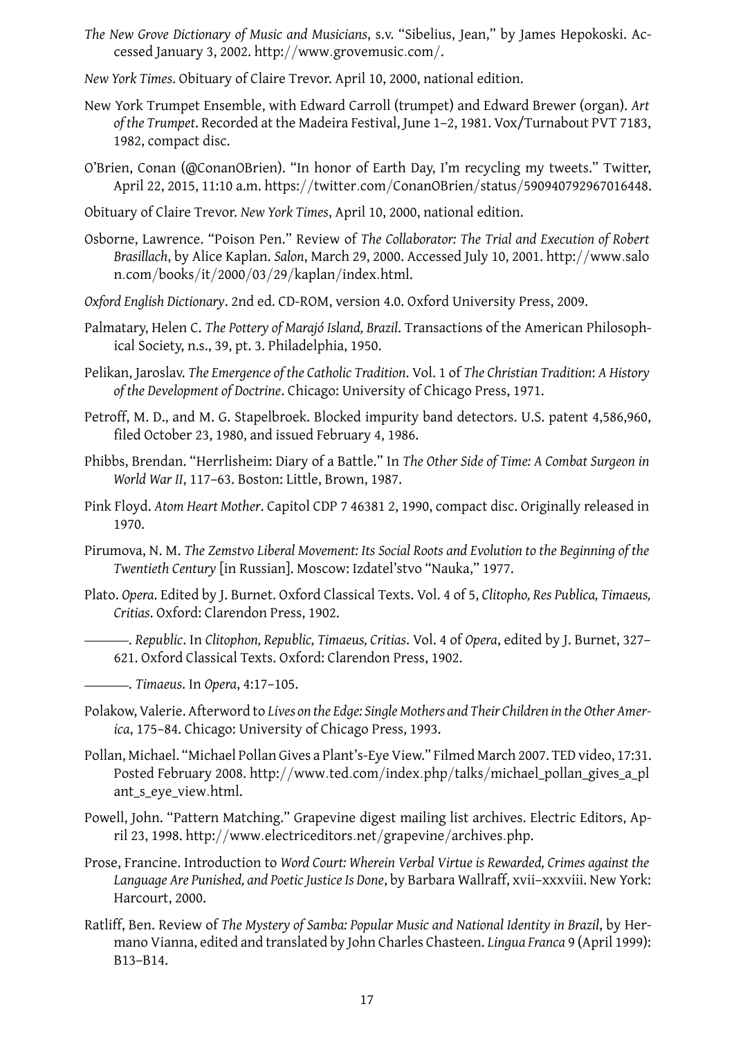*The New Grove Dictionary of Music and Musicians*, s.v. "Sibelius, Jean," by James Hepokoski. Accessed January 3, 2002. http://www.grovemusic.com/.

*New York Times*. Obituary of Claire Trevor. April 10, 2000, national edition.

New York Trumpet Ensemble, with Edward Carroll (trumpet) and Edward Brewer (organ). *Art of the Trumpet*. Recorded at the Madeira Festival, June 1–2, 1981. Vox/Turnabout PVT 7183, 1982, compact disc.

O'Brien, Conan (@ConanOBrien). "In honor of Earth Day, I'm recycling my tweets." Twitter, April 22, 2015, 11:10 a.m. https://twitter.com/ConanOBrien/status/590940792967016448.

Obituary of Claire Trevor. *New York Times*, April 10, 2000, national edition.

Osborne, Lawrence. "Poison Pen." Review of *The Collaborator: The Trial and Execution of Robert Brasillach*, by Alice Kaplan. *Salon*, March 29, 2000. Accessed July 10, 2001. http://www.salon.com/books/it/2000/03/29/kaplan/index.html.

*Oxford English Dictionary*. 2nd ed. CD-ROM, version 4.0. Oxford University Press, 2009.

Palmatary, Helen C. *The Pottery of Marajó Island, Brazil*. Transactions of the American Philosophical Society, n.s., 39, pt. 3. Philadelphia, 1950.

Pelikan, Jaroslav. *The Emergence of the Catholic Tradition*. Vol. 1 of *The Christian Tradition*: *A History of the Development of Doctrine*. Chicago: University of Chicago Press, 1971.

Petroff, M. D., and M. G. Stapelbroek. Blocked impurity band detectors. U.S. patent 4,586,960, filed October 23, 1980, and issued February 4, 1986.

Phibbs, Brendan. "Herrlisheim: Diary of a Battle." In *The Other Side of Time: A Combat Surgeon in World War II*, 117–63. Boston: Little, Brown, 1987.

Pink Floyd. *Atom Heart Mother*. Capitol CDP 7 46381 2, 1990, compact disc. Originally released in 1970.

Pirumova, N. M. *The Zemstvo Liberal Movement: Its Social Roots and Evolution to the Beginning of the Twentieth Century* [in Russian]. Moscow: Izdatel'stvo "Nauka," 1977.

Plato. *Opera*. Edited by J. Burnet. Oxford Classical Texts. Vol. 4 of 5, *Clitopho, Res Publica, Timaeus, Critias*. Oxford: Clarendon Press, 1902.

———. *Republic*. In *Clitophon, Republic, Timaeus, Critias*. Vol. 4 of *Opera*, edited by J. Burnet, 327–621. Oxford Classical Texts. Oxford: Clarendon Press, 1902.

———. *Timaeus*. In *Opera*, 4:17–105.

Polakow, Valerie. Afterword to *Lives on the Edge: Single Mothers and Their Children in the Other America*, 175–84. Chicago: University of Chicago Press, 1993.

Pollan, Michael. "Michael Pollan Gives a Plant's-Eye View." Filmed March 2007. TED video, 17:31. Posted February 2008. http://www.ted.com/index.php/talks/michael_pollan_gives_a_plant_s_eye_view.html.

Powell, John. "Pattern Matching." Grapevine digest mailing list archives. Electric Editors, April 23, 1998. http://www.electriceditors.net/grapevine/archives.php.

Prose, Francine. Introduction to *Word Court: Wherein Verbal Virtue is Rewarded, Crimes against the Language Are Punished, and Poetic Justice Is Done*, by Barbara Wallraff, xvii–xxxviii. New York: Harcourt, 2000.

Ratliff, Ben. Review of *The Mystery of Samba: Popular Music and National Identity in Brazil*, by Hermano Vianna, edited and translated by John Charles Chasteen. *Lingua Franca* 9 (April 1999): B13–B14.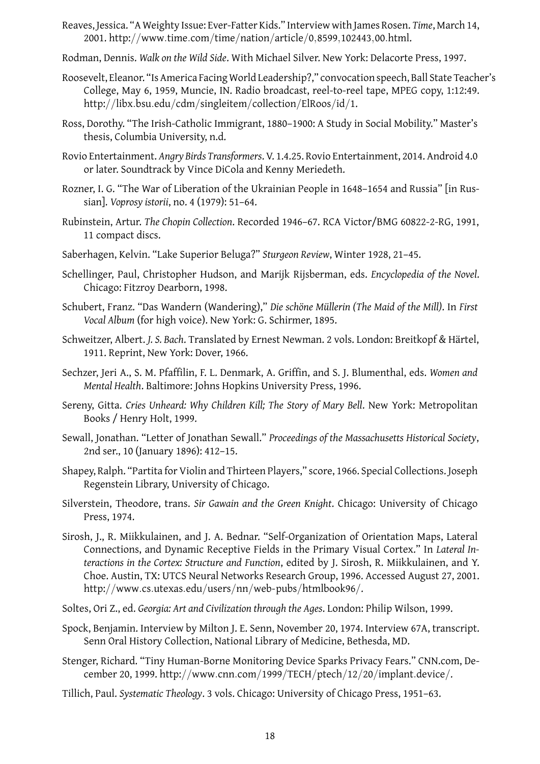Reaves, Jessica. “A Weighty Issue: Ever-Fatter Kids.” Interview with James Rosen. *Time*, March 14, 2001. http://www.time.com/time/nation/article/0,8599,102443,00.html.

Rodman, Dennis. *Walk on the Wild Side*. With Michael Silver. New York: Delacorte Press, 1997.

Roosevelt, Eleanor. “Is America Facing World Leadership?,” convocation speech, Ball State Teacher’s College, May 6, 1959, Muncie, IN. Radio broadcast, reel-to-reel tape, MPEG copy, 1:12:49. http://libx.bsu.edu/cdm/singleitem/collection/ElRoos/id/1.

Ross, Dorothy. “The Irish-Catholic Immigrant, 1880–1900: A Study in Social Mobility.” Master’s thesis, Columbia University, n.d.

Rovio Entertainment. *Angry Birds Transformers*. V. 1.4.25. Rovio Entertainment, 2014. Android 4.0 or later. Soundtrack by Vince DiCola and Kenny Meriedeth.

Rozner, I. G. “The War of Liberation of the Ukrainian People in 1648–1654 and Russia” [in Russian]. *Voprosy istorii*, no. 4 (1979): 51–64.

Rubinstein, Artur. *The Chopin Collection*. Recorded 1946–67. RCA Victor/BMG 60822-2-RG, 1991, 11 compact discs.

Saberhagen, Kelvin. “Lake Superior Beluga?” *Sturgeon Review*, Winter 1928, 21–45.

Schellinger, Paul, Christopher Hudson, and Marijk Rijsberman, eds. *Encyclopedia of the Novel*. Chicago: Fitzroy Dearborn, 1998.

Schubert, Franz. “Das Wandern (Wandering),” *Die schöne Müllerin (The Maid of the Mill)*. In *First Vocal Album* (for high voice). New York: G. Schirmer, 1895.

Schweitzer, Albert. *J. S. Bach*. Translated by Ernest Newman. 2 vols. London: Breitkopf & Härtel, 1911. Reprint, New York: Dover, 1966.

Sechzer, Jeri A., S. M. Pfaffilin, F. L. Denmark, A. Griffin, and S. J. Blumenthal, eds. *Women and Mental Health*. Baltimore: Johns Hopkins University Press, 1996.

Sereny, Gitta. *Cries Unheard: Why Children Kill; The Story of Mary Bell*. New York: Metropolitan Books / Henry Holt, 1999.

Sewall, Jonathan. “Letter of Jonathan Sewall.” *Proceedings of the Massachusetts Historical Society*, 2nd ser., 10 (January 1896): 412–15.

Shapey, Ralph. “Partita for Violin and Thirteen Players,” score, 1966. Special Collections. Joseph Regenstein Library, University of Chicago.

Silverstein, Theodore, trans. *Sir Gawain and the Green Knight*. Chicago: University of Chicago Press, 1974.

Sirosh, J., R. Miikkulainen, and J. A. Bednar. “Self-Organization of Orientation Maps, Lateral Connections, and Dynamic Receptive Fields in the Primary Visual Cortex.” In *Lateral Interactions in the Cortex: Structure and Function*, edited by J. Sirosh, R. Miikkulainen, and Y. Choe. Austin, TX: UTCS Neural Networks Research Group, 1996. Accessed August 27, 2001. http://www.cs.utexas.edu/users/nn/web-pubs/htmlbook96/.

Soltes, Ori Z., ed. *Georgia: Art and Civilization through the Ages*. London: Philip Wilson, 1999.

Spock, Benjamin. Interview by Milton J. E. Senn, November 20, 1974. Interview 67A, transcript. Senn Oral History Collection, National Library of Medicine, Bethesda, MD.

Stenger, Richard. “Tiny Human-Borne Monitoring Device Sparks Privacy Fears.” CNN.com, December 20, 1999. http://www.cnn.com/1999/TECH/ptech/12/20/implant.device/.

Tillich, Paul. *Systematic Theology*. 3 vols. Chicago: University of Chicago Press, 1951–63.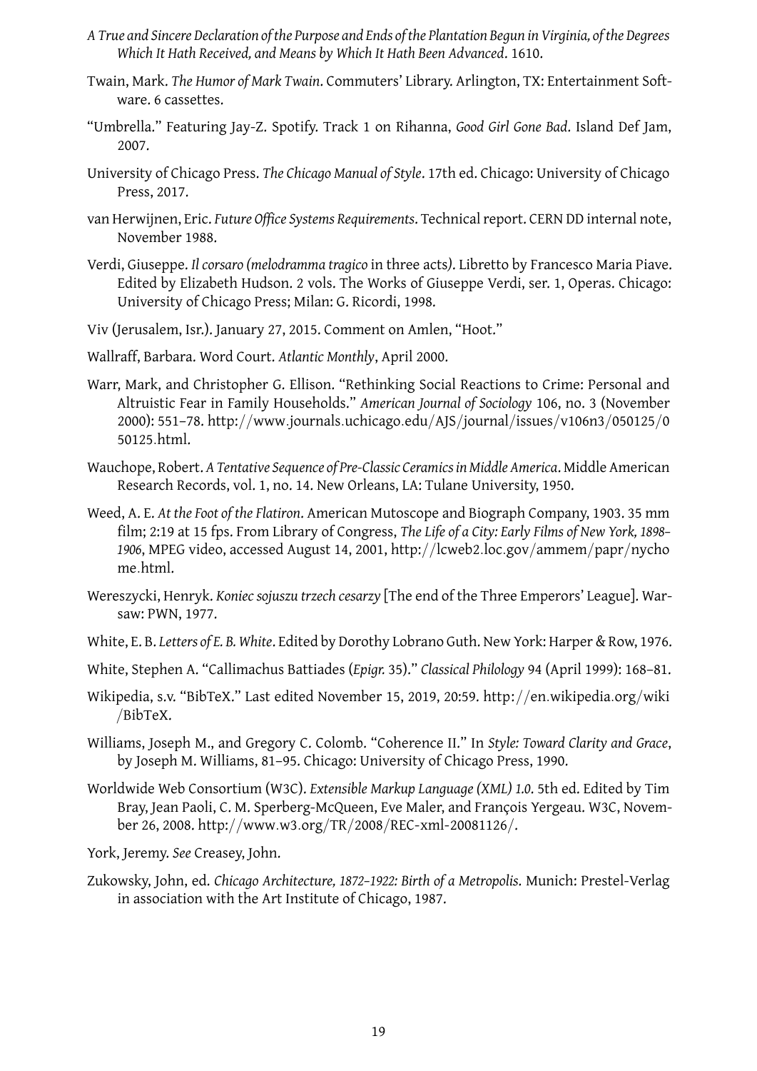*A True and Sincere Declaration of the Purpose and Ends of the Plantation Begun in Virginia, of the Degrees Which It Hath Received, and Means by Which It Hath Been Advanced*. 1610.

Twain, Mark. *The Humor of Mark Twain*. Commuters' Library. Arlington, TX: Entertainment Software. 6 cassettes.

"Umbrella." Featuring Jay-Z. Spotify. Track 1 on Rihanna, *Good Girl Gone Bad*. Island Def Jam, 2007.

University of Chicago Press. *The Chicago Manual of Style*. 17th ed. Chicago: University of Chicago Press, 2017.

van Herwijnen, Eric. *Future Office Systems Requirements*. Technical report. CERN DD internal note, November 1988.

Verdi, Giuseppe. *Il corsaro (melodramma tragico* in three acts*)*. Libretto by Francesco Maria Piave. Edited by Elizabeth Hudson. 2 vols. The Works of Giuseppe Verdi, ser. 1, Operas. Chicago: University of Chicago Press; Milan: G. Ricordi, 1998.

Viv (Jerusalem, Isr.). January 27, 2015. Comment on Amlen, "Hoot."

Wallraff, Barbara. Word Court. *Atlantic Monthly*, April 2000.

Warr, Mark, and Christopher G. Ellison. "Rethinking Social Reactions to Crime: Personal and Altruistic Fear in Family Households." *American Journal of Sociology* 106, no. 3 (November 2000): 551–78. http://www.journals.uchicago.edu/AJS/journal/issues/v106n3/050125/050125.html.

Wauchope, Robert. *A Tentative Sequence of Pre-Classic Ceramics in Middle America*. Middle American Research Records, vol. 1, no. 14. New Orleans, LA: Tulane University, 1950.

Weed, A. E. *At the Foot of the Flatiron*. American Mutoscope and Biograph Company, 1903. 35 mm film; 2:19 at 15 fps. From Library of Congress, *The Life of a City: Early Films of New York, 1898–1906*, MPEG video, accessed August 14, 2001, http://lcweb2.loc.gov/ammem/papr/nychome.html.

Wereszycki, Henryk. *Koniec sojuszu trzech cesarzy* [The end of the Three Emperors' League]. Warsaw: PWN, 1977.

White, E. B. *Letters of E. B. White*. Edited by Dorothy Lobrano Guth. New York: Harper & Row, 1976.

White, Stephen A. "Callimachus Battiades (*Epigr.* 35)." *Classical Philology* 94 (April 1999): 168–81.

Wikipedia, s.v. "BibTeX." Last edited November 15, 2019, 20:59. http://en.wikipedia.org/wiki/BibTeX.

Williams, Joseph M., and Gregory C. Colomb. "Coherence II." In *Style: Toward Clarity and Grace*, by Joseph M. Williams, 81–95. Chicago: University of Chicago Press, 1990.

Worldwide Web Consortium (W3C). *Extensible Markup Language (XML) 1.0*. 5th ed. Edited by Tim Bray, Jean Paoli, C. M. Sperberg-McQueen, Eve Maler, and François Yergeau. W3C, November 26, 2008. http://www.w3.org/TR/2008/REC-xml-20081126/.

York, Jeremy. *See* Creasey, John.

Zukowsky, John, ed. *Chicago Architecture, 1872–1922: Birth of a Metropolis*. Munich: Prestel-Verlag in association with the Art Institute of Chicago, 1987.